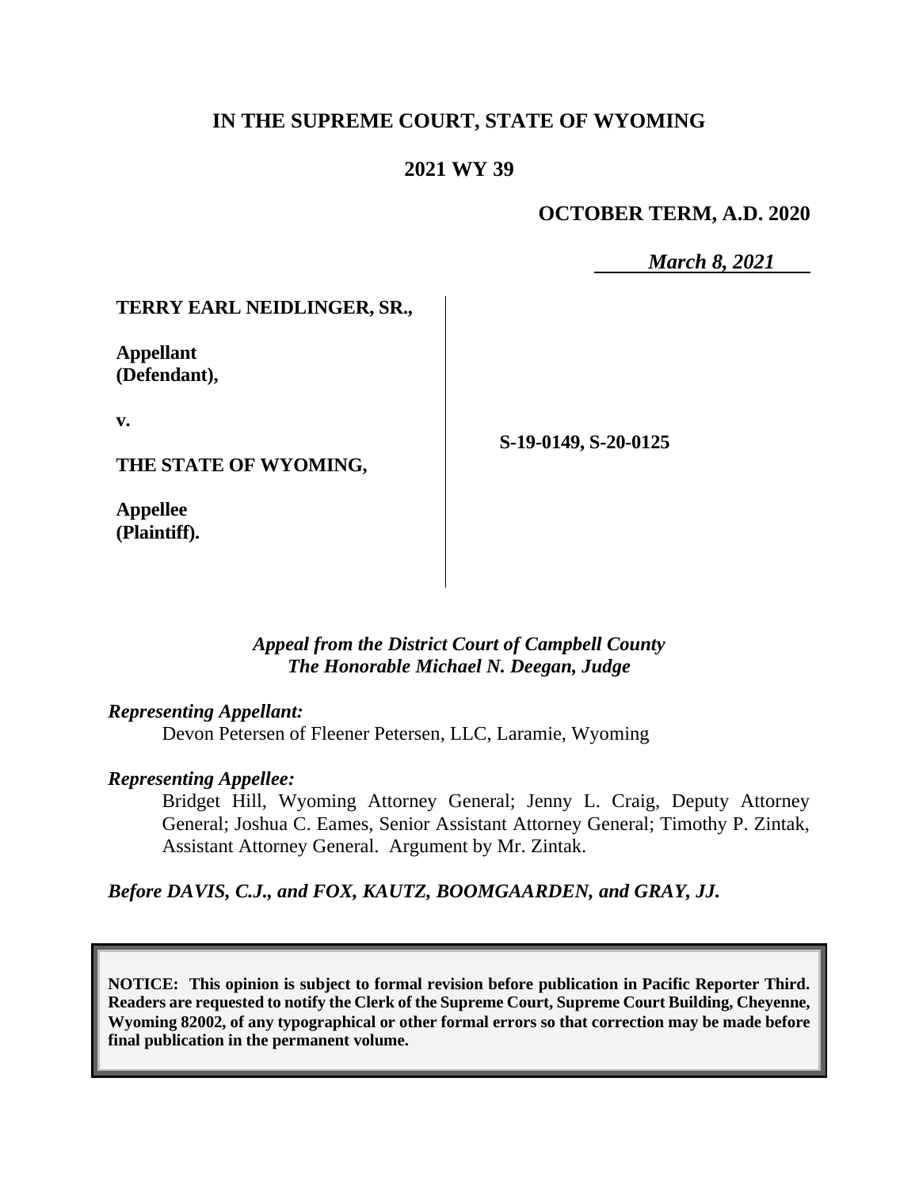# IN THE SUPREME COURT, STATE OF WYOMING

## 2021 WY 39

**OCTOBER TERM, A.D. 2020**

***March 8, 2021***

**TERRY EARL NEIDLINGER, SR.,**

**Appellant (Defendant),**

**v.**

**THE STATE OF WYOMING,**

**Appellee (Plaintiff).**

**S-19-0149, S-20-0125**

*Appeal from the District Court of Campbell County*
*The Honorable Michael N. Deegan, Judge*

*Representing Appellant:*

Devon Petersen of Fleener Petersen, LLC, Laramie, Wyoming

*Representing Appellee:*

Bridget Hill, Wyoming Attorney General; Jenny L. Craig, Deputy Attorney General; Joshua C. Eames, Senior Assistant Attorney General; Timothy P. Zintak, Assistant Attorney General. Argument by Mr. Zintak.

*Before DAVIS, C.J., and FOX, KAUTZ, BOOMGAARDEN, and GRAY, JJ.*

**NOTICE: This opinion is subject to formal revision before publication in Pacific Reporter Third. Readers are requested to notify the Clerk of the Supreme Court, Supreme Court Building, Cheyenne, Wyoming 82002, of any typographical or other formal errors so that correction may be made before final publication in the permanent volume.**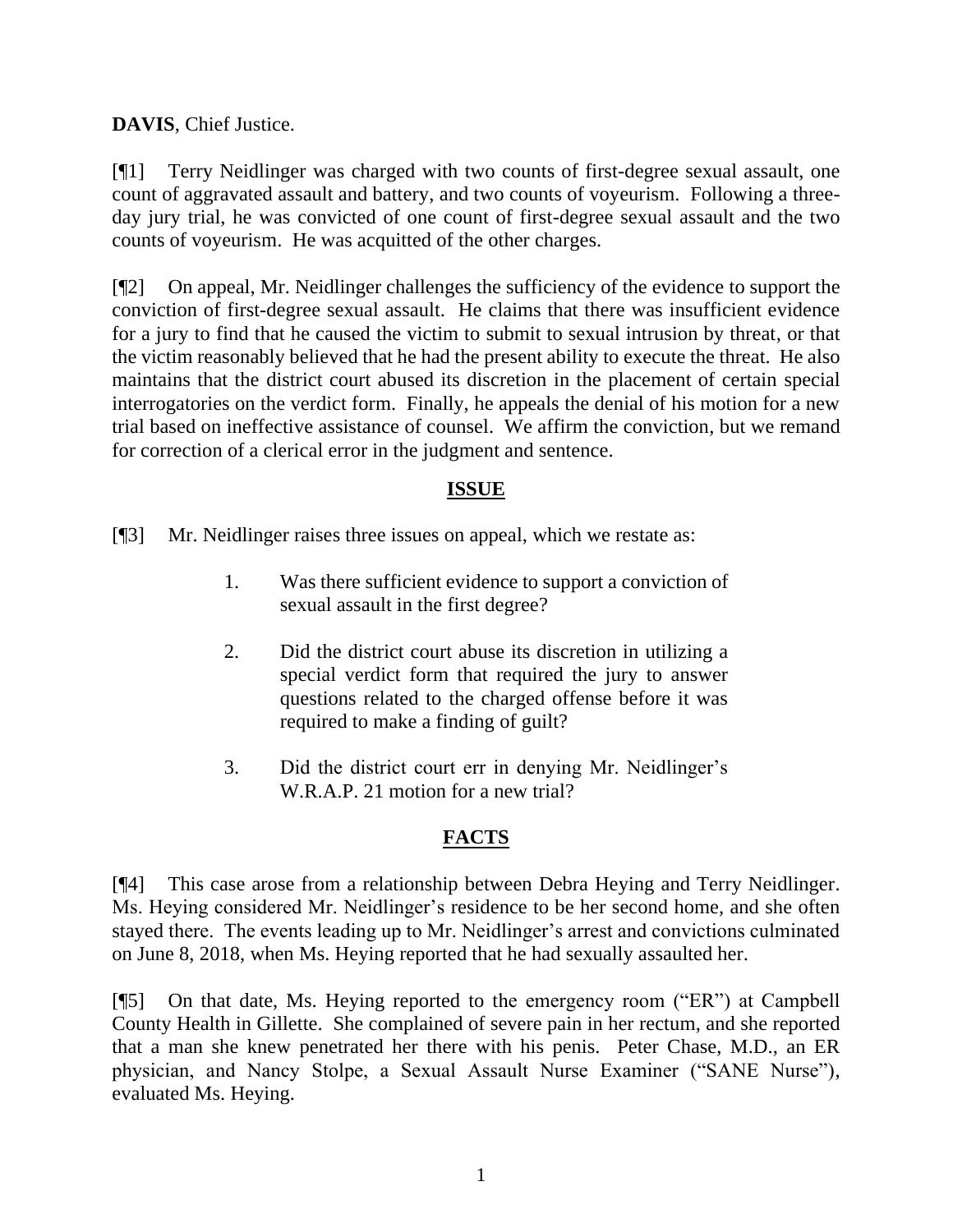**DAVIS**, Chief Justice.

[¶1] Terry Neidlinger was charged with two counts of first-degree sexual assault, one count of aggravated assault and battery, and two counts of voyeurism. Following a three-day jury trial, he was convicted of one count of first-degree sexual assault and the two counts of voyeurism. He was acquitted of the other charges.

[¶2] On appeal, Mr. Neidlinger challenges the sufficiency of the evidence to support the conviction of first-degree sexual assault. He claims that there was insufficient evidence for a jury to find that he caused the victim to submit to sexual intrusion by threat, or that the victim reasonably believed that he had the present ability to execute the threat. He also maintains that the district court abused its discretion in the placement of certain special interrogatories on the verdict form. Finally, he appeals the denial of his motion for a new trial based on ineffective assistance of counsel. We affirm the conviction, but we remand for correction of a clerical error in the judgment and sentence.

## ISSUE

[¶3] Mr. Neidlinger raises three issues on appeal, which we restate as:

> 1. Was there sufficient evidence to support a conviction of sexual assault in the first degree?
>
> 2. Did the district court abuse its discretion in utilizing a special verdict form that required the jury to answer questions related to the charged offense before it was required to make a finding of guilt?
>
> 3. Did the district court err in denying Mr. Neidlinger's W.R.A.P. 21 motion for a new trial?

## FACTS

[¶4] This case arose from a relationship between Debra Heying and Terry Neidlinger. Ms. Heying considered Mr. Neidlinger's residence to be her second home, and she often stayed there. The events leading up to Mr. Neidlinger's arrest and convictions culminated on June 8, 2018, when Ms. Heying reported that he had sexually assaulted her.

[¶5] On that date, Ms. Heying reported to the emergency room ("ER") at Campbell County Health in Gillette. She complained of severe pain in her rectum, and she reported that a man she knew penetrated her there with his penis. Peter Chase, M.D., an ER physician, and Nancy Stolpe, a Sexual Assault Nurse Examiner ("SANE Nurse"), evaluated Ms. Heying.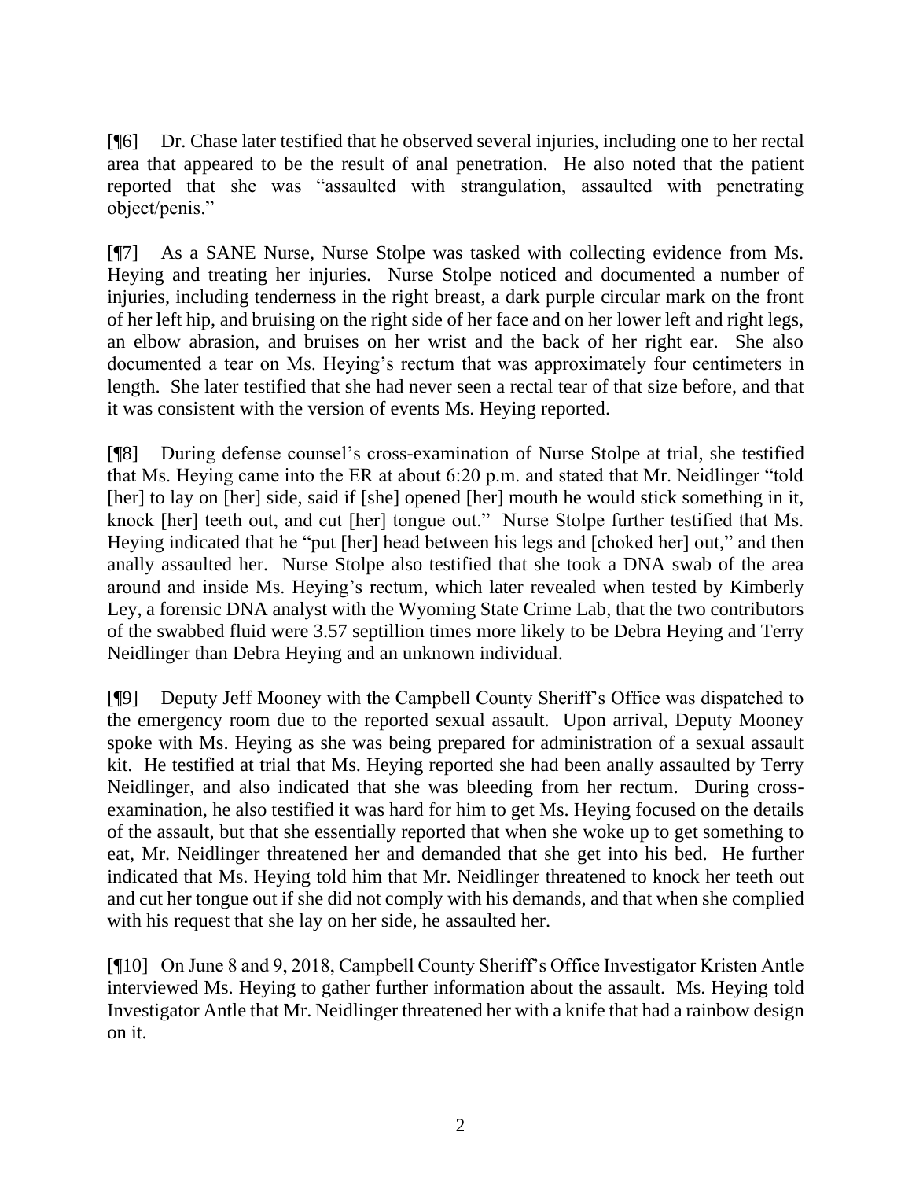[¶6] Dr. Chase later testified that he observed several injuries, including one to her rectal area that appeared to be the result of anal penetration. He also noted that the patient reported that she was "assaulted with strangulation, assaulted with penetrating object/penis."

[¶7] As a SANE Nurse, Nurse Stolpe was tasked with collecting evidence from Ms. Heying and treating her injuries. Nurse Stolpe noticed and documented a number of injuries, including tenderness in the right breast, a dark purple circular mark on the front of her left hip, and bruising on the right side of her face and on her lower left and right legs, an elbow abrasion, and bruises on her wrist and the back of her right ear. She also documented a tear on Ms. Heying's rectum that was approximately four centimeters in length. She later testified that she had never seen a rectal tear of that size before, and that it was consistent with the version of events Ms. Heying reported.

[¶8] During defense counsel's cross-examination of Nurse Stolpe at trial, she testified that Ms. Heying came into the ER at about 6:20 p.m. and stated that Mr. Neidlinger "told [her] to lay on [her] side, said if [she] opened [her] mouth he would stick something in it, knock [her] teeth out, and cut [her] tongue out." Nurse Stolpe further testified that Ms. Heying indicated that he "put [her] head between his legs and [choked her] out," and then anally assaulted her. Nurse Stolpe also testified that she took a DNA swab of the area around and inside Ms. Heying's rectum, which later revealed when tested by Kimberly Ley, a forensic DNA analyst with the Wyoming State Crime Lab, that the two contributors of the swabbed fluid were 3.57 septillion times more likely to be Debra Heying and Terry Neidlinger than Debra Heying and an unknown individual.

[¶9] Deputy Jeff Mooney with the Campbell County Sheriff's Office was dispatched to the emergency room due to the reported sexual assault. Upon arrival, Deputy Mooney spoke with Ms. Heying as she was being prepared for administration of a sexual assault kit. He testified at trial that Ms. Heying reported she had been anally assaulted by Terry Neidlinger, and also indicated that she was bleeding from her rectum. During cross-examination, he also testified it was hard for him to get Ms. Heying focused on the details of the assault, but that she essentially reported that when she woke up to get something to eat, Mr. Neidlinger threatened her and demanded that she get into his bed. He further indicated that Ms. Heying told him that Mr. Neidlinger threatened to knock her teeth out and cut her tongue out if she did not comply with his demands, and that when she complied with his request that she lay on her side, he assaulted her.

[¶10] On June 8 and 9, 2018, Campbell County Sheriff's Office Investigator Kristen Antle interviewed Ms. Heying to gather further information about the assault. Ms. Heying told Investigator Antle that Mr. Neidlinger threatened her with a knife that had a rainbow design on it.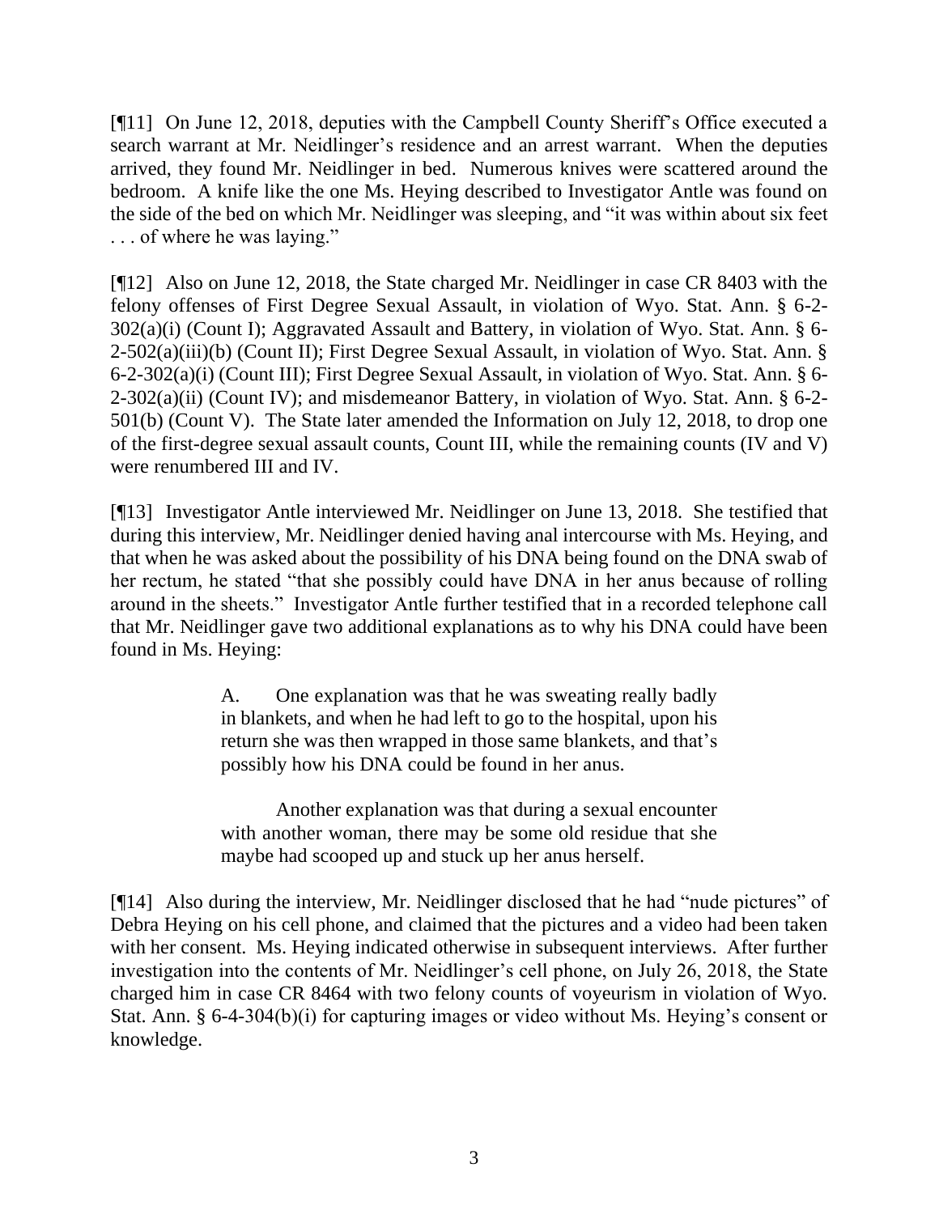[¶11] On June 12, 2018, deputies with the Campbell County Sheriff's Office executed a search warrant at Mr. Neidlinger's residence and an arrest warrant. When the deputies arrived, they found Mr. Neidlinger in bed. Numerous knives were scattered around the bedroom. A knife like the one Ms. Heying described to Investigator Antle was found on the side of the bed on which Mr. Neidlinger was sleeping, and "it was within about six feet . . . of where he was laying."

[¶12] Also on June 12, 2018, the State charged Mr. Neidlinger in case CR 8403 with the felony offenses of First Degree Sexual Assault, in violation of Wyo. Stat. Ann. § 6-2-302(a)(i) (Count I); Aggravated Assault and Battery, in violation of Wyo. Stat. Ann. § 6-2-502(a)(iii)(b) (Count II); First Degree Sexual Assault, in violation of Wyo. Stat. Ann. § 6-2-302(a)(i) (Count III); First Degree Sexual Assault, in violation of Wyo. Stat. Ann. § 6-2-302(a)(ii) (Count IV); and misdemeanor Battery, in violation of Wyo. Stat. Ann. § 6-2-501(b) (Count V). The State later amended the Information on July 12, 2018, to drop one of the first-degree sexual assault counts, Count III, while the remaining counts (IV and V) were renumbered III and IV.

[¶13] Investigator Antle interviewed Mr. Neidlinger on June 13, 2018. She testified that during this interview, Mr. Neidlinger denied having anal intercourse with Ms. Heying, and that when he was asked about the possibility of his DNA being found on the DNA swab of her rectum, he stated "that she possibly could have DNA in her anus because of rolling around in the sheets." Investigator Antle further testified that in a recorded telephone call that Mr. Neidlinger gave two additional explanations as to why his DNA could have been found in Ms. Heying:

> A. One explanation was that he was sweating really badly in blankets, and when he had left to go to the hospital, upon his return she was then wrapped in those same blankets, and that's possibly how his DNA could be found in her anus.
>
> Another explanation was that during a sexual encounter with another woman, there may be some old residue that she maybe had scooped up and stuck up her anus herself.

[¶14] Also during the interview, Mr. Neidlinger disclosed that he had "nude pictures" of Debra Heying on his cell phone, and claimed that the pictures and a video had been taken with her consent. Ms. Heying indicated otherwise in subsequent interviews. After further investigation into the contents of Mr. Neidlinger's cell phone, on July 26, 2018, the State charged him in case CR 8464 with two felony counts of voyeurism in violation of Wyo. Stat. Ann. § 6-4-304(b)(i) for capturing images or video without Ms. Heying's consent or knowledge.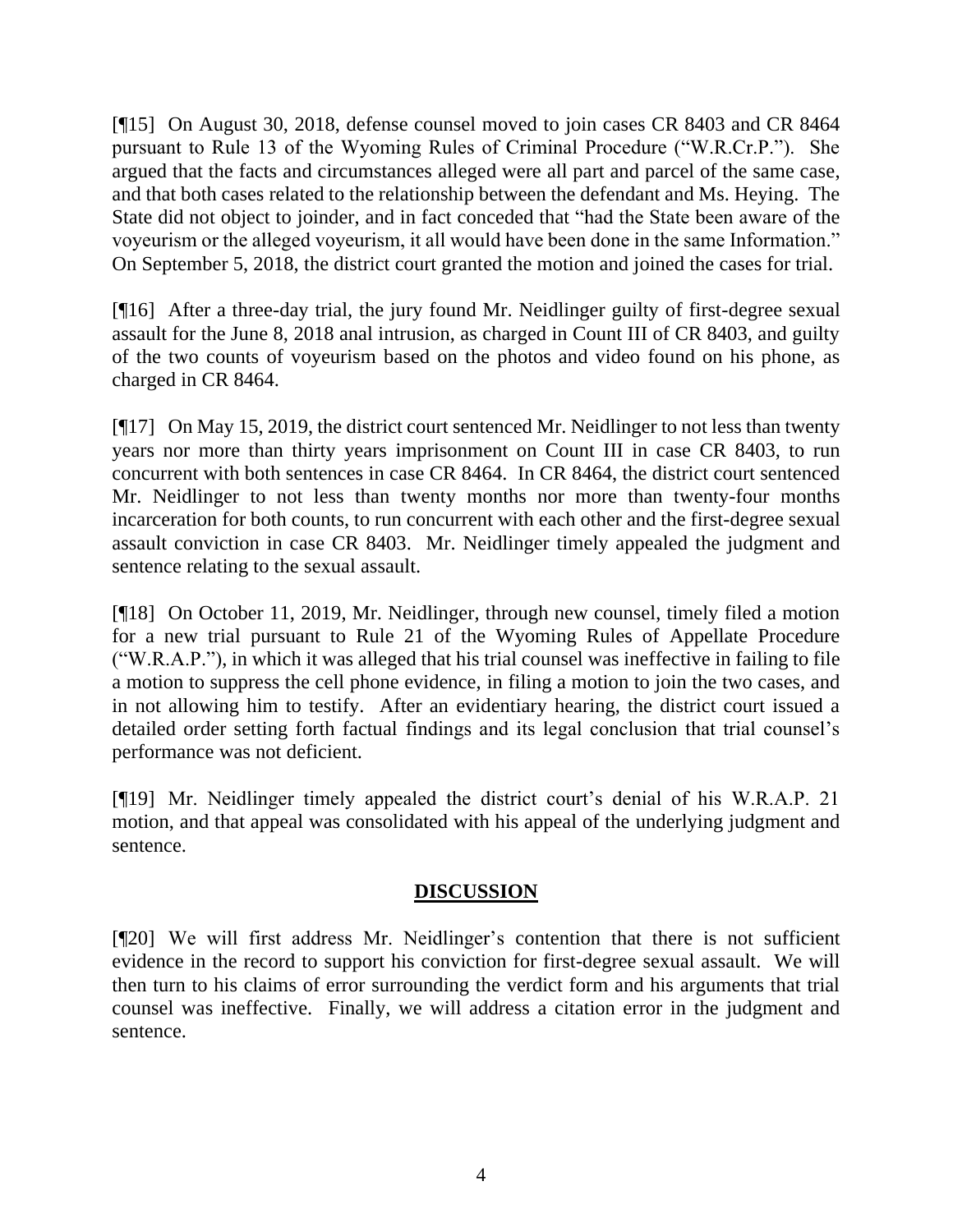[¶15] On August 30, 2018, defense counsel moved to join cases CR 8403 and CR 8464 pursuant to Rule 13 of the Wyoming Rules of Criminal Procedure ("W.R.Cr.P."). She argued that the facts and circumstances alleged were all part and parcel of the same case, and that both cases related to the relationship between the defendant and Ms. Heying. The State did not object to joinder, and in fact conceded that "had the State been aware of the voyeurism or the alleged voyeurism, it all would have been done in the same Information." On September 5, 2018, the district court granted the motion and joined the cases for trial.

[¶16] After a three-day trial, the jury found Mr. Neidlinger guilty of first-degree sexual assault for the June 8, 2018 anal intrusion, as charged in Count III of CR 8403, and guilty of the two counts of voyeurism based on the photos and video found on his phone, as charged in CR 8464.

[¶17] On May 15, 2019, the district court sentenced Mr. Neidlinger to not less than twenty years nor more than thirty years imprisonment on Count III in case CR 8403, to run concurrent with both sentences in case CR 8464. In CR 8464, the district court sentenced Mr. Neidlinger to not less than twenty months nor more than twenty-four months incarceration for both counts, to run concurrent with each other and the first-degree sexual assault conviction in case CR 8403. Mr. Neidlinger timely appealed the judgment and sentence relating to the sexual assault.

[¶18] On October 11, 2019, Mr. Neidlinger, through new counsel, timely filed a motion for a new trial pursuant to Rule 21 of the Wyoming Rules of Appellate Procedure ("W.R.A.P."), in which it was alleged that his trial counsel was ineffective in failing to file a motion to suppress the cell phone evidence, in filing a motion to join the two cases, and in not allowing him to testify. After an evidentiary hearing, the district court issued a detailed order setting forth factual findings and its legal conclusion that trial counsel's performance was not deficient.

[¶19] Mr. Neidlinger timely appealed the district court's denial of his W.R.A.P. 21 motion, and that appeal was consolidated with his appeal of the underlying judgment and sentence.

## DISCUSSION

[¶20] We will first address Mr. Neidlinger's contention that there is not sufficient evidence in the record to support his conviction for first-degree sexual assault. We will then turn to his claims of error surrounding the verdict form and his arguments that trial counsel was ineffective. Finally, we will address a citation error in the judgment and sentence.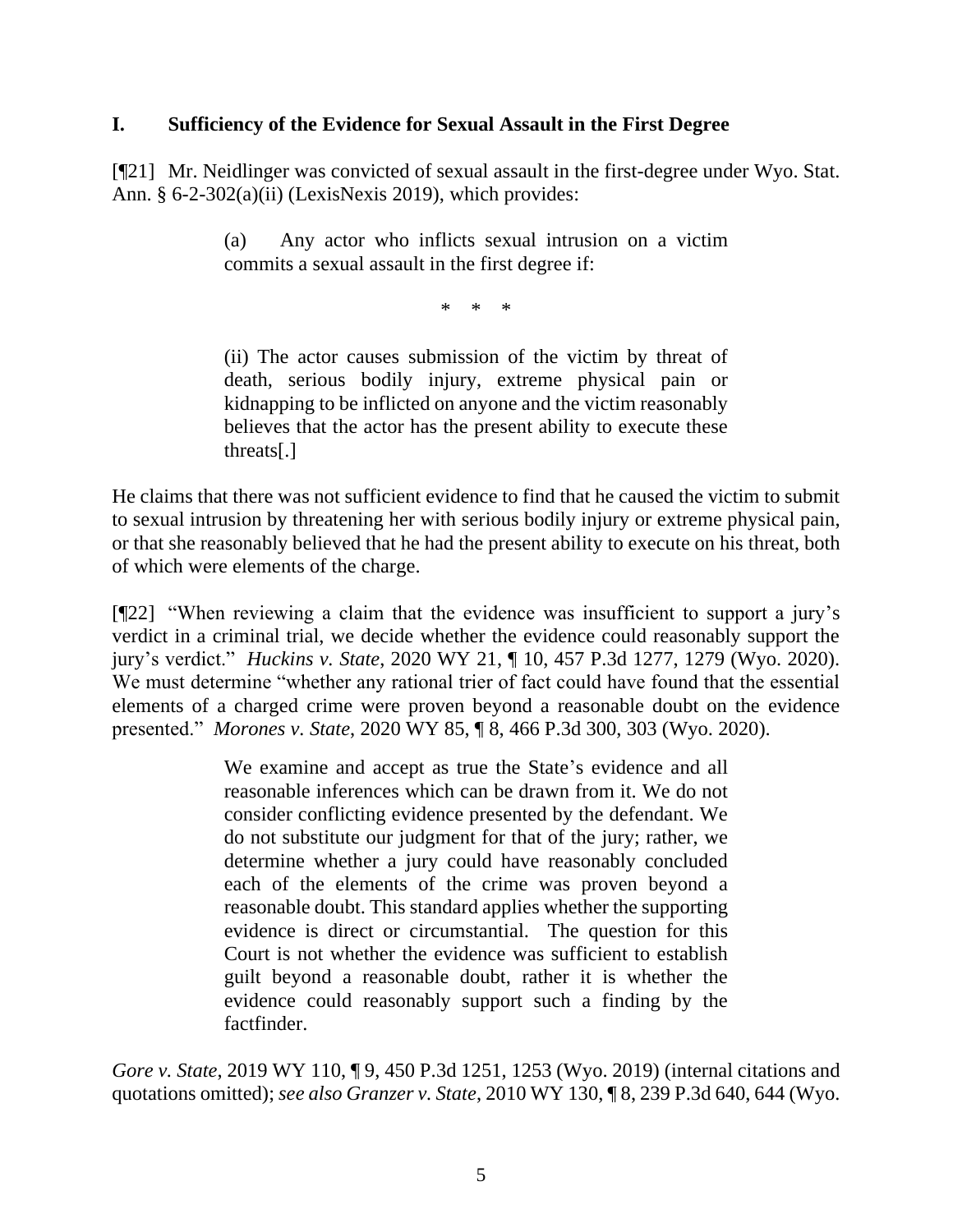## I. Sufficiency of the Evidence for Sexual Assault in the First Degree

[¶21] Mr. Neidlinger was convicted of sexual assault in the first-degree under Wyo. Stat. Ann. § 6-2-302(a)(ii) (LexisNexis 2019), which provides:

> (a) Any actor who inflicts sexual intrusion on a victim commits a sexual assault in the first degree if:
>
> \* \* \*
>
> (ii) The actor causes submission of the victim by threat of death, serious bodily injury, extreme physical pain or kidnapping to be inflicted on anyone and the victim reasonably believes that the actor has the present ability to execute these threats[.]

He claims that there was not sufficient evidence to find that he caused the victim to submit to sexual intrusion by threatening her with serious bodily injury or extreme physical pain, or that she reasonably believed that he had the present ability to execute on his threat, both of which were elements of the charge.

[¶22] "When reviewing a claim that the evidence was insufficient to support a jury's verdict in a criminal trial, we decide whether the evidence could reasonably support the jury's verdict." *Huckins v. State*, 2020 WY 21, ¶ 10, 457 P.3d 1277, 1279 (Wyo. 2020). We must determine "whether any rational trier of fact could have found that the essential elements of a charged crime were proven beyond a reasonable doubt on the evidence presented." *Morones v. State*, 2020 WY 85, ¶ 8, 466 P.3d 300, 303 (Wyo. 2020).

> We examine and accept as true the State's evidence and all reasonable inferences which can be drawn from it. We do not consider conflicting evidence presented by the defendant. We do not substitute our judgment for that of the jury; rather, we determine whether a jury could have reasonably concluded each of the elements of the crime was proven beyond a reasonable doubt. This standard applies whether the supporting evidence is direct or circumstantial. The question for this Court is not whether the evidence was sufficient to establish guilt beyond a reasonable doubt, rather it is whether the evidence could reasonably support such a finding by the factfinder.

*Gore v. State*, 2019 WY 110, ¶ 9, 450 P.3d 1251, 1253 (Wyo. 2019) (internal citations and quotations omitted); *see also Granzer v. State*, 2010 WY 130, ¶ 8, 239 P.3d 640, 644 (Wyo.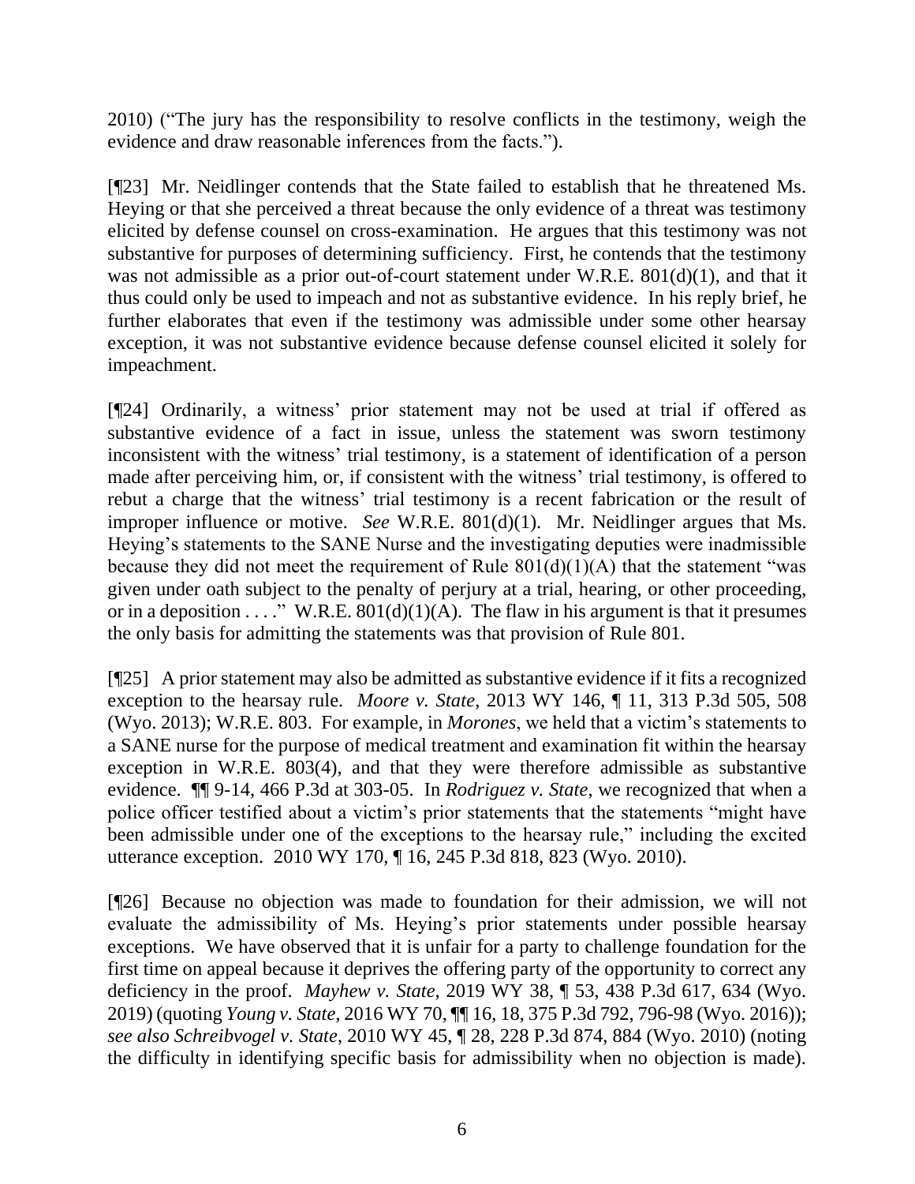2010) ("The jury has the responsibility to resolve conflicts in the testimony, weigh the evidence and draw reasonable inferences from the facts.").

[¶23] Mr. Neidlinger contends that the State failed to establish that he threatened Ms. Heying or that she perceived a threat because the only evidence of a threat was testimony elicited by defense counsel on cross-examination. He argues that this testimony was not substantive for purposes of determining sufficiency. First, he contends that the testimony was not admissible as a prior out-of-court statement under W.R.E. 801(d)(1), and that it thus could only be used to impeach and not as substantive evidence. In his reply brief, he further elaborates that even if the testimony was admissible under some other hearsay exception, it was not substantive evidence because defense counsel elicited it solely for impeachment.

[¶24] Ordinarily, a witness' prior statement may not be used at trial if offered as substantive evidence of a fact in issue, unless the statement was sworn testimony inconsistent with the witness' trial testimony, is a statement of identification of a person made after perceiving him, or, if consistent with the witness' trial testimony, is offered to rebut a charge that the witness' trial testimony is a recent fabrication or the result of improper influence or motive. *See* W.R.E. 801(d)(1). Mr. Neidlinger argues that Ms. Heying's statements to the SANE Nurse and the investigating deputies were inadmissible because they did not meet the requirement of Rule 801(d)(1)(A) that the statement "was given under oath subject to the penalty of perjury at a trial, hearing, or other proceeding, or in a deposition . . . ." W.R.E. 801(d)(1)(A). The flaw in his argument is that it presumes the only basis for admitting the statements was that provision of Rule 801.

[¶25] A prior statement may also be admitted as substantive evidence if it fits a recognized exception to the hearsay rule. *Moore v. State*, 2013 WY 146, ¶ 11, 313 P.3d 505, 508 (Wyo. 2013); W.R.E. 803. For example, in *Morones*, we held that a victim's statements to a SANE nurse for the purpose of medical treatment and examination fit within the hearsay exception in W.R.E. 803(4), and that they were therefore admissible as substantive evidence. ¶¶ 9-14, 466 P.3d at 303-05. In *Rodriguez v. State*, we recognized that when a police officer testified about a victim's prior statements that the statements "might have been admissible under one of the exceptions to the hearsay rule," including the excited utterance exception. 2010 WY 170, ¶ 16, 245 P.3d 818, 823 (Wyo. 2010).

[¶26] Because no objection was made to foundation for their admission, we will not evaluate the admissibility of Ms. Heying's prior statements under possible hearsay exceptions. We have observed that it is unfair for a party to challenge foundation for the first time on appeal because it deprives the offering party of the opportunity to correct any deficiency in the proof. *Mayhew v. State*, 2019 WY 38, ¶ 53, 438 P.3d 617, 634 (Wyo. 2019) (quoting *Young v. State*, 2016 WY 70, ¶¶ 16, 18, 375 P.3d 792, 796-98 (Wyo. 2016)); *see also Schreibvogel v. State*, 2010 WY 45, ¶ 28, 228 P.3d 874, 884 (Wyo. 2010) (noting the difficulty in identifying specific basis for admissibility when no objection is made).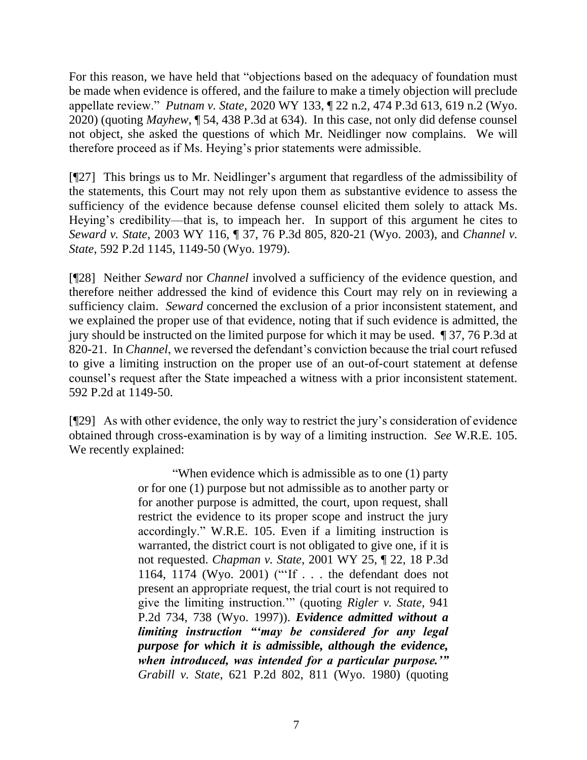For this reason, we have held that "objections based on the adequacy of foundation must be made when evidence is offered, and the failure to make a timely objection will preclude appellate review." *Putnam v. State*, 2020 WY 133, ¶ 22 n.2, 474 P.3d 613, 619 n.2 (Wyo. 2020) (quoting *Mayhew*, ¶ 54, 438 P.3d at 634). In this case, not only did defense counsel not object, she asked the questions of which Mr. Neidlinger now complains. We will therefore proceed as if Ms. Heying's prior statements were admissible.

[¶27] This brings us to Mr. Neidlinger's argument that regardless of the admissibility of the statements, this Court may not rely upon them as substantive evidence to assess the sufficiency of the evidence because defense counsel elicited them solely to attack Ms. Heying's credibility—that is, to impeach her. In support of this argument he cites to *Seward v. State*, 2003 WY 116, ¶ 37, 76 P.3d 805, 820-21 (Wyo. 2003), and *Channel v. State*, 592 P.2d 1145, 1149-50 (Wyo. 1979).

[¶28] Neither *Seward* nor *Channel* involved a sufficiency of the evidence question, and therefore neither addressed the kind of evidence this Court may rely on in reviewing a sufficiency claim. *Seward* concerned the exclusion of a prior inconsistent statement, and we explained the proper use of that evidence, noting that if such evidence is admitted, the jury should be instructed on the limited purpose for which it may be used. ¶ 37, 76 P.3d at 820-21. In *Channel*, we reversed the defendant's conviction because the trial court refused to give a limiting instruction on the proper use of an out-of-court statement at defense counsel's request after the State impeached a witness with a prior inconsistent statement. 592 P.2d at 1149-50.

[¶29] As with other evidence, the only way to restrict the jury's consideration of evidence obtained through cross-examination is by way of a limiting instruction. *See* W.R.E. 105. We recently explained:

> "When evidence which is admissible as to one (1) party or for one (1) purpose but not admissible as to another party or for another purpose is admitted, the court, upon request, shall restrict the evidence to its proper scope and instruct the jury accordingly." W.R.E. 105. Even if a limiting instruction is warranted, the district court is not obligated to give one, if it is not requested. *Chapman v. State*, 2001 WY 25, ¶ 22, 18 P.3d 1164, 1174 (Wyo. 2001) ("'If . . . the defendant does not present an appropriate request, the trial court is not required to give the limiting instruction.'" (quoting *Rigler v. State*, 941 P.2d 734, 738 (Wyo. 1997)). ***Evidence admitted without a limiting instruction "'may be considered for any legal purpose for which it is admissible, although the evidence, when introduced, was intended for a particular purpose.'"*** *Grabill v. State*, 621 P.2d 802, 811 (Wyo. 1980) (quoting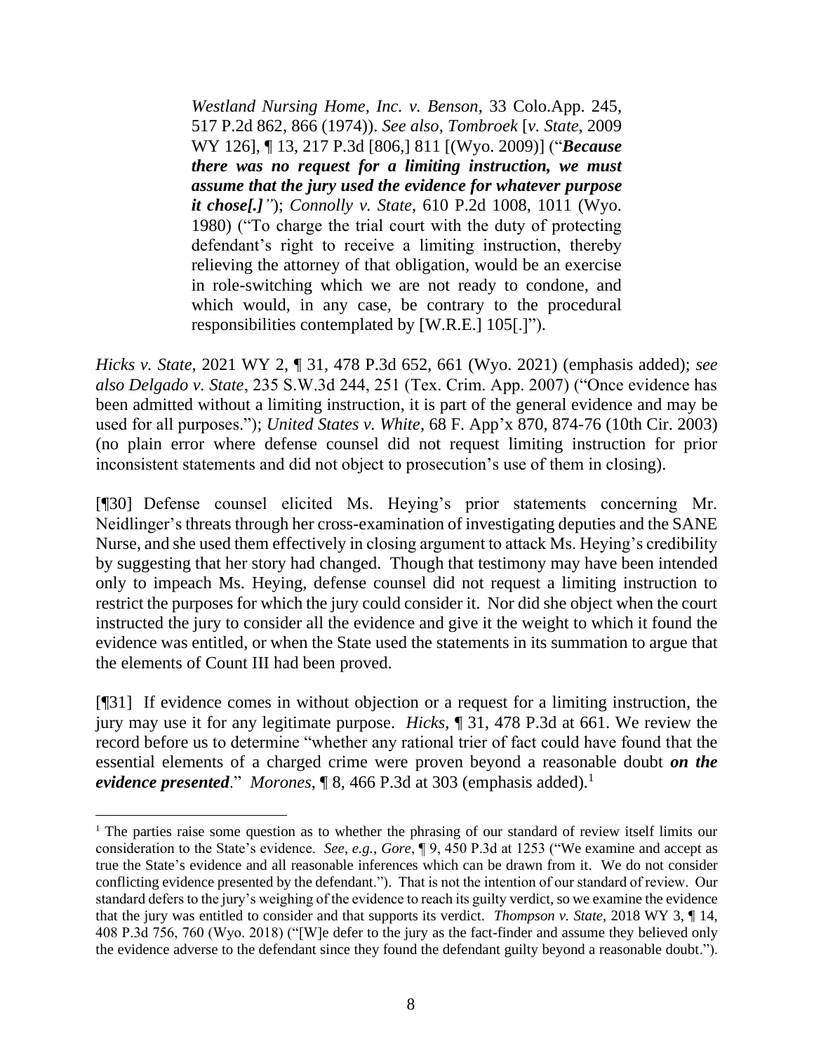> *Westland Nursing Home, Inc. v. Benson*, 33 Colo.App. 245, 517 P.2d 862, 866 (1974)). *See also*, *Tombroek* [*v. State*, 2009 WY 126], ¶ 13, 217 P.3d [806,] 811 [(Wyo. 2009)] ("***Because there was no request for a limiting instruction, we must assume that the jury used the evidence for whatever purpose it chose[.]***"); *Connolly v. State*, 610 P.2d 1008, 1011 (Wyo. 1980) ("To charge the trial court with the duty of protecting defendant's right to receive a limiting instruction, thereby relieving the attorney of that obligation, would be an exercise in role-switching which we are not ready to condone, and which would, in any case, be contrary to the procedural responsibilities contemplated by [W.R.E.] 105[.]").

*Hicks v. State*, 2021 WY 2, ¶ 31, 478 P.3d 652, 661 (Wyo. 2021) (emphasis added); *see also Delgado v. State*, 235 S.W.3d 244, 251 (Tex. Crim. App. 2007) ("Once evidence has been admitted without a limiting instruction, it is part of the general evidence and may be used for all purposes."); *United States v. White*, 68 F. App'x 870, 874-76 (10th Cir. 2003) (no plain error where defense counsel did not request limiting instruction for prior inconsistent statements and did not object to prosecution's use of them in closing).

[¶30] Defense counsel elicited Ms. Heying's prior statements concerning Mr. Neidlinger's threats through her cross-examination of investigating deputies and the SANE Nurse, and she used them effectively in closing argument to attack Ms. Heying's credibility by suggesting that her story had changed. Though that testimony may have been intended only to impeach Ms. Heying, defense counsel did not request a limiting instruction to restrict the purposes for which the jury could consider it. Nor did she object when the court instructed the jury to consider all the evidence and give it the weight to which it found the evidence was entitled, or when the State used the statements in its summation to argue that the elements of Count III had been proved.

[¶31] If evidence comes in without objection or a request for a limiting instruction, the jury may use it for any legitimate purpose. *Hicks*, ¶ 31, 478 P.3d at 661. We review the record before us to determine "whether any rational trier of fact could have found that the essential elements of a charged crime were proven beyond a reasonable doubt ***on the evidence presented***." *Morones*, ¶ 8, 466 P.3d at 303 (emphasis added).[1]

---

[1] The parties raise some question as to whether the phrasing of our standard of review itself limits our consideration to the State's evidence. *See*, *e.g.*, *Gore*, ¶ 9, 450 P.3d at 1253 ("We examine and accept as true the State's evidence and all reasonable inferences which can be drawn from it. We do not consider conflicting evidence presented by the defendant."). That is not the intention of our standard of review. Our standard defers to the jury's weighing of the evidence to reach its guilty verdict, so we examine the evidence that the jury was entitled to consider and that supports its verdict. *Thompson v. State*, 2018 WY 3, ¶ 14, 408 P.3d 756, 760 (Wyo. 2018) ("[W]e defer to the jury as the fact-finder and assume they believed only the evidence adverse to the defendant since they found the defendant guilty beyond a reasonable doubt.").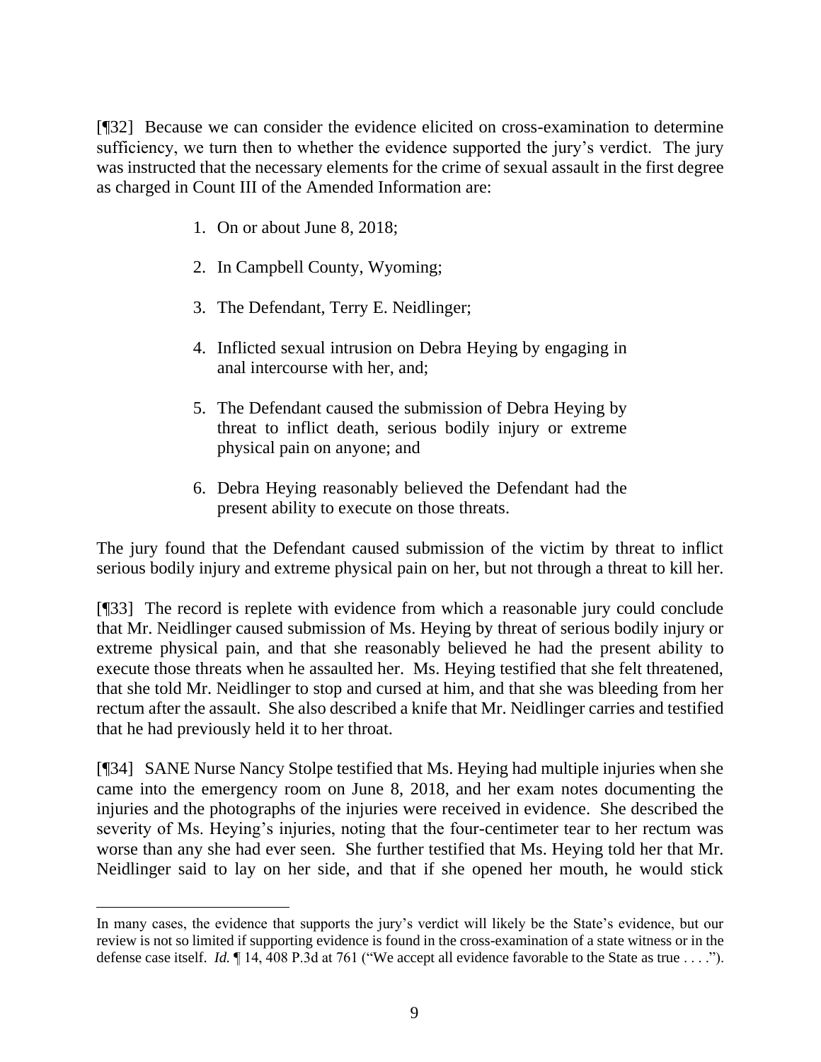[¶32] Because we can consider the evidence elicited on cross-examination to determine sufficiency, we turn then to whether the evidence supported the jury's verdict. The jury was instructed that the necessary elements for the crime of sexual assault in the first degree as charged in Count III of the Amended Information are:

> 1. On or about June 8, 2018;
>
> 2. In Campbell County, Wyoming;
>
> 3. The Defendant, Terry E. Neidlinger;
>
> 4. Inflicted sexual intrusion on Debra Heying by engaging in anal intercourse with her, and;
>
> 5. The Defendant caused the submission of Debra Heying by threat to inflict death, serious bodily injury or extreme physical pain on anyone; and
>
> 6. Debra Heying reasonably believed the Defendant had the present ability to execute on those threats.

The jury found that the Defendant caused submission of the victim by threat to inflict serious bodily injury and extreme physical pain on her, but not through a threat to kill her.

[¶33] The record is replete with evidence from which a reasonable jury could conclude that Mr. Neidlinger caused submission of Ms. Heying by threat of serious bodily injury or extreme physical pain, and that she reasonably believed he had the present ability to execute those threats when he assaulted her. Ms. Heying testified that she felt threatened, that she told Mr. Neidlinger to stop and cursed at him, and that she was bleeding from her rectum after the assault. She also described a knife that Mr. Neidlinger carries and testified that he had previously held it to her throat.

[¶34] SANE Nurse Nancy Stolpe testified that Ms. Heying had multiple injuries when she came into the emergency room on June 8, 2018, and her exam notes documenting the injuries and the photographs of the injuries were received in evidence. She described the severity of Ms. Heying's injuries, noting that the four-centimeter tear to her rectum was worse than any she had ever seen. She further testified that Ms. Heying told her that Mr. Neidlinger said to lay on her side, and that if she opened her mouth, he would stick

---

In many cases, the evidence that supports the jury's verdict will likely be the State's evidence, but our review is not so limited if supporting evidence is found in the cross-examination of a state witness or in the defense case itself. *Id.* ¶ 14, 408 P.3d at 761 ("We accept all evidence favorable to the State as true . . . .").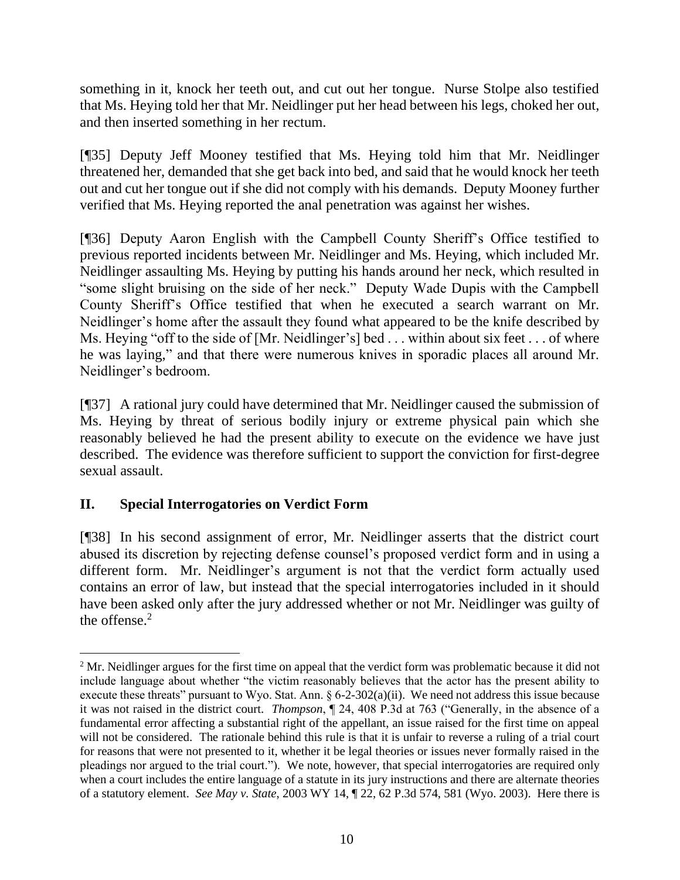something in it, knock her teeth out, and cut out her tongue. Nurse Stolpe also testified that Ms. Heying told her that Mr. Neidlinger put her head between his legs, choked her out, and then inserted something in her rectum.

[¶35] Deputy Jeff Mooney testified that Ms. Heying told him that Mr. Neidlinger threatened her, demanded that she get back into bed, and said that he would knock her teeth out and cut her tongue out if she did not comply with his demands. Deputy Mooney further verified that Ms. Heying reported the anal penetration was against her wishes.

[¶36] Deputy Aaron English with the Campbell County Sheriff's Office testified to previous reported incidents between Mr. Neidlinger and Ms. Heying, which included Mr. Neidlinger assaulting Ms. Heying by putting his hands around her neck, which resulted in "some slight bruising on the side of her neck." Deputy Wade Dupis with the Campbell County Sheriff's Office testified that when he executed a search warrant on Mr. Neidlinger's home after the assault they found what appeared to be the knife described by Ms. Heying "off to the side of [Mr. Neidlinger's] bed . . . within about six feet . . . of where he was laying," and that there were numerous knives in sporadic places all around Mr. Neidlinger's bedroom.

[¶37] A rational jury could have determined that Mr. Neidlinger caused the submission of Ms. Heying by threat of serious bodily injury or extreme physical pain which she reasonably believed he had the present ability to execute on the evidence we have just described. The evidence was therefore sufficient to support the conviction for first-degree sexual assault.

## II. Special Interrogatories on Verdict Form

[¶38] In his second assignment of error, Mr. Neidlinger asserts that the district court abused its discretion by rejecting defense counsel's proposed verdict form and in using a different form. Mr. Neidlinger's argument is not that the verdict form actually used contains an error of law, but instead that the special interrogatories included in it should have been asked only after the jury addressed whether or not Mr. Neidlinger was guilty of the offense.[2]

---

[2] Mr. Neidlinger argues for the first time on appeal that the verdict form was problematic because it did not include language about whether "the victim reasonably believes that the actor has the present ability to execute these threats" pursuant to Wyo. Stat. Ann. § 6-2-302(a)(ii). We need not address this issue because it was not raised in the district court. *Thompson*, ¶ 24, 408 P.3d at 763 ("Generally, in the absence of a fundamental error affecting a substantial right of the appellant, an issue raised for the first time on appeal will not be considered. The rationale behind this rule is that it is unfair to reverse a ruling of a trial court for reasons that were not presented to it, whether it be legal theories or issues never formally raised in the pleadings nor argued to the trial court."). We note, however, that special interrogatories are required only when a court includes the entire language of a statute in its jury instructions and there are alternate theories of a statutory element. *See May v. State*, 2003 WY 14, ¶ 22, 62 P.3d 574, 581 (Wyo. 2003). Here there is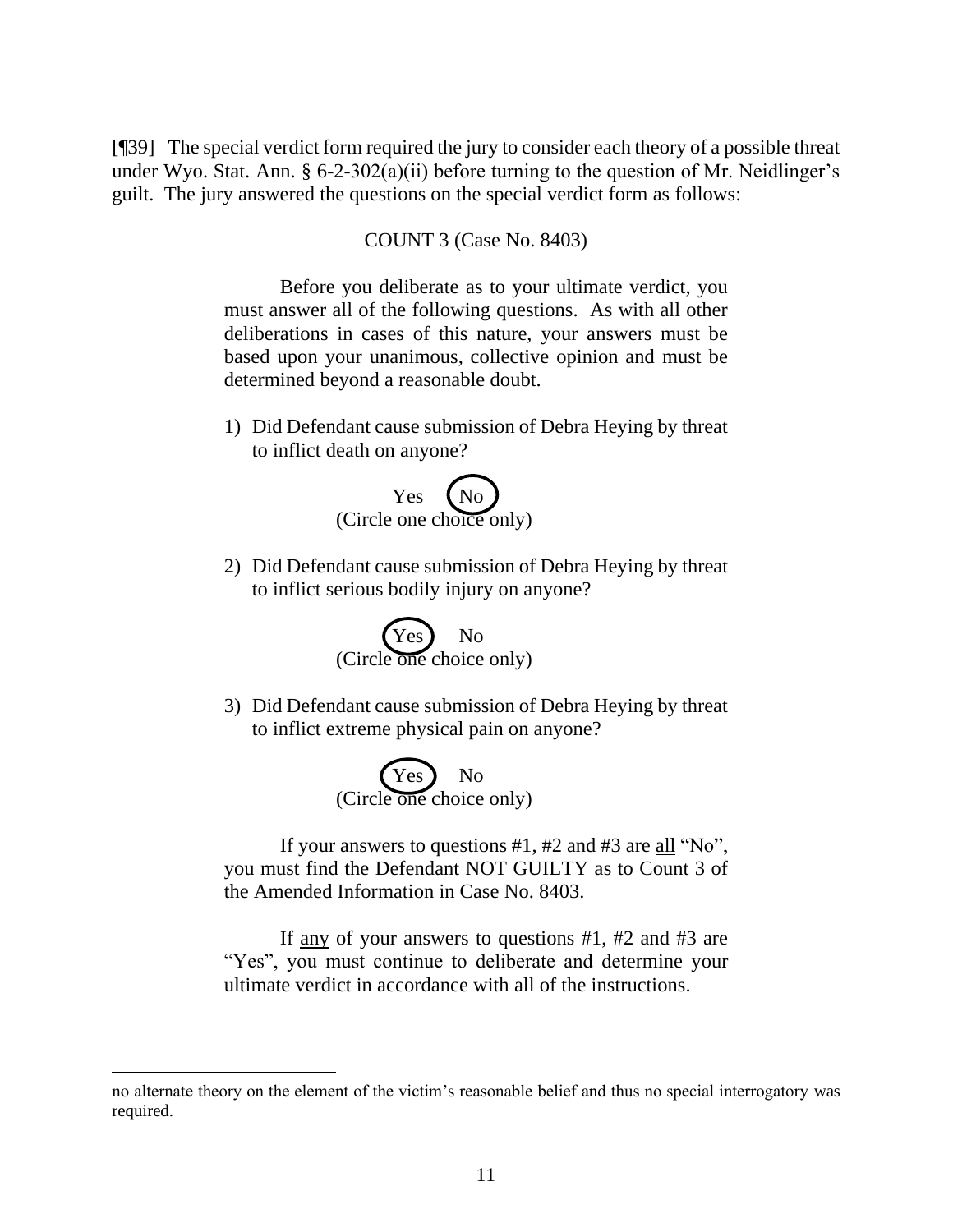[¶39] The special verdict form required the jury to consider each theory of a possible threat under Wyo. Stat. Ann. § 6-2-302(a)(ii) before turning to the question of Mr. Neidlinger's guilt. The jury answered the questions on the special verdict form as follows:

> COUNT 3 (Case No. 8403)
>
> Before you deliberate as to your ultimate verdict, you must answer all of the following questions. As with all other deliberations in cases of this nature, your answers must be based upon your unanimous, collective opinion and must be determined beyond a reasonable doubt.
>
> 1) Did Defendant cause submission of Debra Heying by threat to inflict death on anyone?
>
> Yes (No) [circled]
> (Circle one choice only)
>
> 2) Did Defendant cause submission of Debra Heying by threat to inflict serious bodily injury on anyone?
>
> (Yes) [circled] No
> (Circle one choice only)
>
> 3) Did Defendant cause submission of Debra Heying by threat to inflict extreme physical pain on anyone?
>
> (Yes) [circled] No
> (Circle one choice only)
>
> If your answers to questions #1, #2 and #3 are <u>all</u> "No", you must find the Defendant NOT GUILTY as to Count 3 of the Amended Information in Case No. 8403.
>
> If <u>any</u> of your answers to questions #1, #2 and #3 are "Yes", you must continue to deliberate and determine your ultimate verdict in accordance with all of the instructions.

---

no alternate theory on the element of the victim's reasonable belief and thus no special interrogatory was required.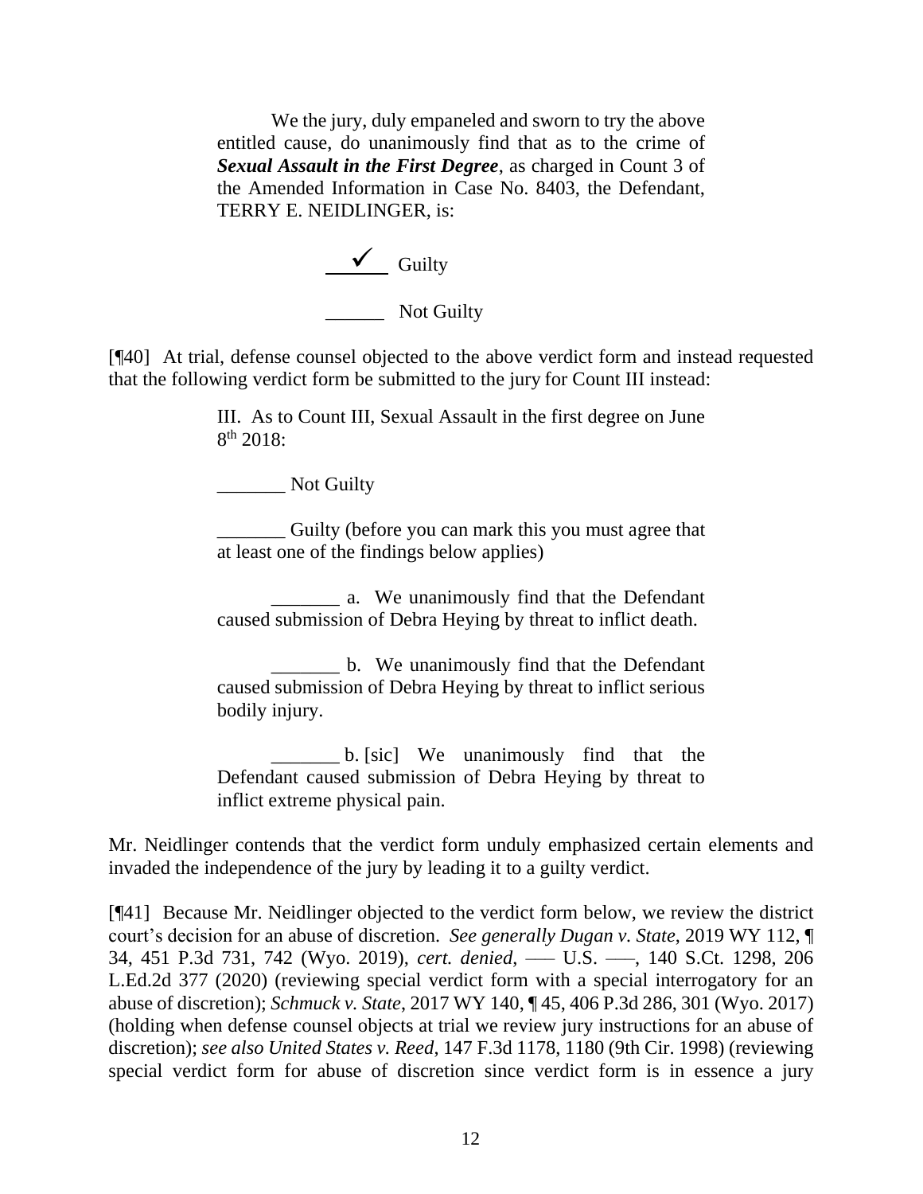> We the jury, duly empaneled and sworn to try the above entitled cause, do unanimously find that as to the crime of ***Sexual Assault in the First Degree***, as charged in Count 3 of the Amended Information in Case No. 8403, the Defendant, TERRY E. NEIDLINGER, is:
>
> ✓ Guilty
>
> ______ Not Guilty

[¶40] At trial, defense counsel objected to the above verdict form and instead requested that the following verdict form be submitted to the jury for Count III instead:

> III. As to Count III, Sexual Assault in the first degree on June 8th 2018:
>
> _______ Not Guilty
>
> _______ Guilty (before you can mark this you must agree that at least one of the findings below applies)
>
> _______ a. We unanimously find that the Defendant caused submission of Debra Heying by threat to inflict death.
>
> _______ b. We unanimously find that the Defendant caused submission of Debra Heying by threat to inflict serious bodily injury.
>
> _______ b. [sic] We unanimously find that the Defendant caused submission of Debra Heying by threat to inflict extreme physical pain.

Mr. Neidlinger contends that the verdict form unduly emphasized certain elements and invaded the independence of the jury by leading it to a guilty verdict.

[¶41] Because Mr. Neidlinger objected to the verdict form below, we review the district court's decision for an abuse of discretion. *See generally Dugan v. State*, 2019 WY 112, ¶ 34, 451 P.3d 731, 742 (Wyo. 2019), *cert. denied*, ––– U.S. –––, 140 S.Ct. 1298, 206 L.Ed.2d 377 (2020) (reviewing special verdict form with a special interrogatory for an abuse of discretion); *Schmuck v. State*, 2017 WY 140, ¶ 45, 406 P.3d 286, 301 (Wyo. 2017) (holding when defense counsel objects at trial we review jury instructions for an abuse of discretion); *see also United States v. Reed*, 147 F.3d 1178, 1180 (9th Cir. 1998) (reviewing special verdict form for abuse of discretion since verdict form is in essence a jury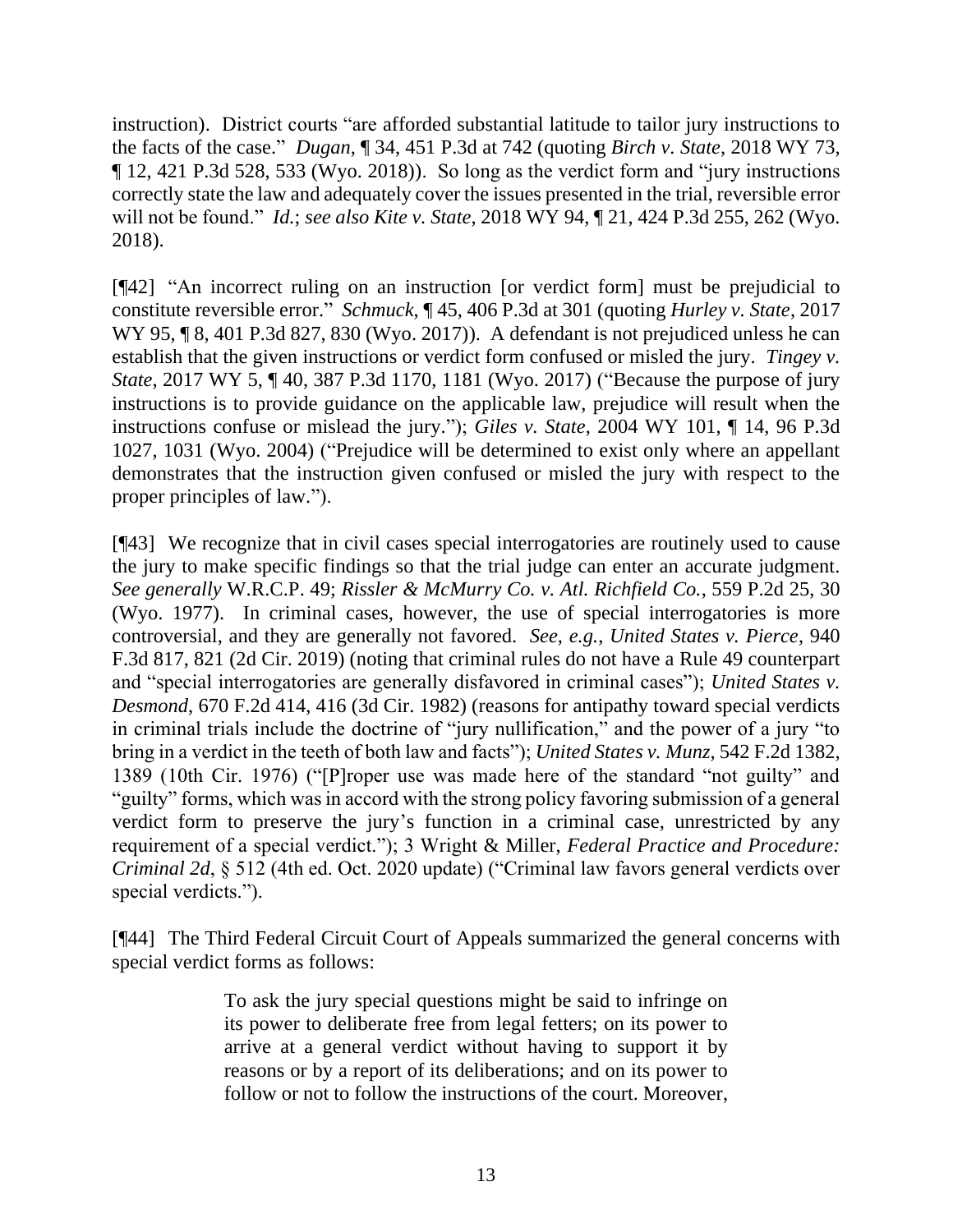instruction). District courts "are afforded substantial latitude to tailor jury instructions to the facts of the case." *Dugan*, ¶ 34, 451 P.3d at 742 (quoting *Birch v. State*, 2018 WY 73, ¶ 12, 421 P.3d 528, 533 (Wyo. 2018)). So long as the verdict form and "jury instructions correctly state the law and adequately cover the issues presented in the trial, reversible error will not be found." *Id.*; *see also Kite v. State*, 2018 WY 94, ¶ 21, 424 P.3d 255, 262 (Wyo. 2018).

[¶42] "An incorrect ruling on an instruction [or verdict form] must be prejudicial to constitute reversible error." *Schmuck*, ¶ 45, 406 P.3d at 301 (quoting *Hurley v. State*, 2017 WY 95, ¶ 8, 401 P.3d 827, 830 (Wyo. 2017)). A defendant is not prejudiced unless he can establish that the given instructions or verdict form confused or misled the jury. *Tingey v. State*, 2017 WY 5, ¶ 40, 387 P.3d 1170, 1181 (Wyo. 2017) ("Because the purpose of jury instructions is to provide guidance on the applicable law, prejudice will result when the instructions confuse or mislead the jury."); *Giles v. State*, 2004 WY 101, ¶ 14, 96 P.3d 1027, 1031 (Wyo. 2004) ("Prejudice will be determined to exist only where an appellant demonstrates that the instruction given confused or misled the jury with respect to the proper principles of law.").

[¶43] We recognize that in civil cases special interrogatories are routinely used to cause the jury to make specific findings so that the trial judge can enter an accurate judgment. *See generally* W.R.C.P. 49; *Rissler & McMurry Co. v. Atl. Richfield Co.*, 559 P.2d 25, 30 (Wyo. 1977). In criminal cases, however, the use of special interrogatories is more controversial, and they are generally not favored. *See, e.g.*, *United States v. Pierce*, 940 F.3d 817, 821 (2d Cir. 2019) (noting that criminal rules do not have a Rule 49 counterpart and "special interrogatories are generally disfavored in criminal cases"); *United States v. Desmond*, 670 F.2d 414, 416 (3d Cir. 1982) (reasons for antipathy toward special verdicts in criminal trials include the doctrine of "jury nullification," and the power of a jury "to bring in a verdict in the teeth of both law and facts"); *United States v. Munz*, 542 F.2d 1382, 1389 (10th Cir. 1976) ("[P]roper use was made here of the standard "not guilty" and "guilty" forms, which was in accord with the strong policy favoring submission of a general verdict form to preserve the jury's function in a criminal case, unrestricted by any requirement of a special verdict."); 3 Wright & Miller, *Federal Practice and Procedure: Criminal 2d*, § 512 (4th ed. Oct. 2020 update) ("Criminal law favors general verdicts over special verdicts.").

[¶44] The Third Federal Circuit Court of Appeals summarized the general concerns with special verdict forms as follows:

> To ask the jury special questions might be said to infringe on its power to deliberate free from legal fetters; on its power to arrive at a general verdict without having to support it by reasons or by a report of its deliberations; and on its power to follow or not to follow the instructions of the court. Moreover,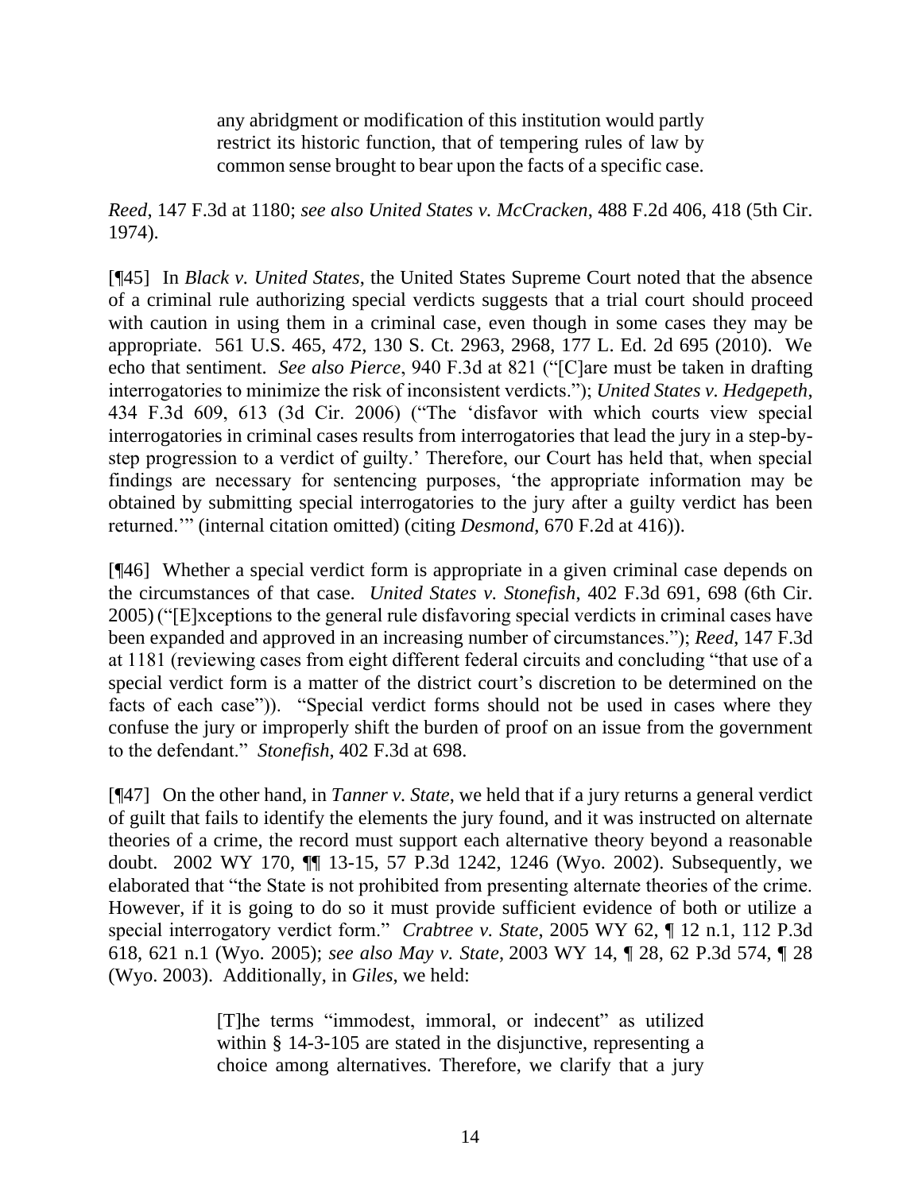> any abridgment or modification of this institution would partly restrict its historic function, that of tempering rules of law by common sense brought to bear upon the facts of a specific case.

*Reed*, 147 F.3d at 1180; *see also United States v. McCracken*, 488 F.2d 406, 418 (5th Cir. 1974).

[¶45] In *Black v. United States*, the United States Supreme Court noted that the absence of a criminal rule authorizing special verdicts suggests that a trial court should proceed with caution in using them in a criminal case, even though in some cases they may be appropriate. 561 U.S. 465, 472, 130 S. Ct. 2963, 2968, 177 L. Ed. 2d 695 (2010). We echo that sentiment. *See also Pierce*, 940 F.3d at 821 ("[C]are must be taken in drafting interrogatories to minimize the risk of inconsistent verdicts."); *United States v. Hedgepeth*, 434 F.3d 609, 613 (3d Cir. 2006) ("The 'disfavor with which courts view special interrogatories in criminal cases results from interrogatories that lead the jury in a step-by-step progression to a verdict of guilty.' Therefore, our Court has held that, when special findings are necessary for sentencing purposes, 'the appropriate information may be obtained by submitting special interrogatories to the jury after a guilty verdict has been returned.'" (internal citation omitted) (citing *Desmond*, 670 F.2d at 416)).

[¶46] Whether a special verdict form is appropriate in a given criminal case depends on the circumstances of that case. *United States v. Stonefish*, 402 F.3d 691, 698 (6th Cir. 2005) ("[E]xceptions to the general rule disfavoring special verdicts in criminal cases have been expanded and approved in an increasing number of circumstances."); *Reed*, 147 F.3d at 1181 (reviewing cases from eight different federal circuits and concluding "that use of a special verdict form is a matter of the district court's discretion to be determined on the facts of each case")). "Special verdict forms should not be used in cases where they confuse the jury or improperly shift the burden of proof on an issue from the government to the defendant." *Stonefish*, 402 F.3d at 698.

[¶47] On the other hand, in *Tanner v. State*, we held that if a jury returns a general verdict of guilt that fails to identify the elements the jury found, and it was instructed on alternate theories of a crime, the record must support each alternative theory beyond a reasonable doubt. 2002 WY 170, ¶¶ 13-15, 57 P.3d 1242, 1246 (Wyo. 2002). Subsequently, we elaborated that "the State is not prohibited from presenting alternate theories of the crime. However, if it is going to do so it must provide sufficient evidence of both or utilize a special interrogatory verdict form." *Crabtree v. State*, 2005 WY 62, ¶ 12 n.1, 112 P.3d 618, 621 n.1 (Wyo. 2005); *see also May v. State*, 2003 WY 14, ¶ 28, 62 P.3d 574, ¶ 28 (Wyo. 2003). Additionally, in *Giles*, we held:

> [T]he terms "immodest, immoral, or indecent" as utilized within § 14-3-105 are stated in the disjunctive, representing a choice among alternatives. Therefore, we clarify that a jury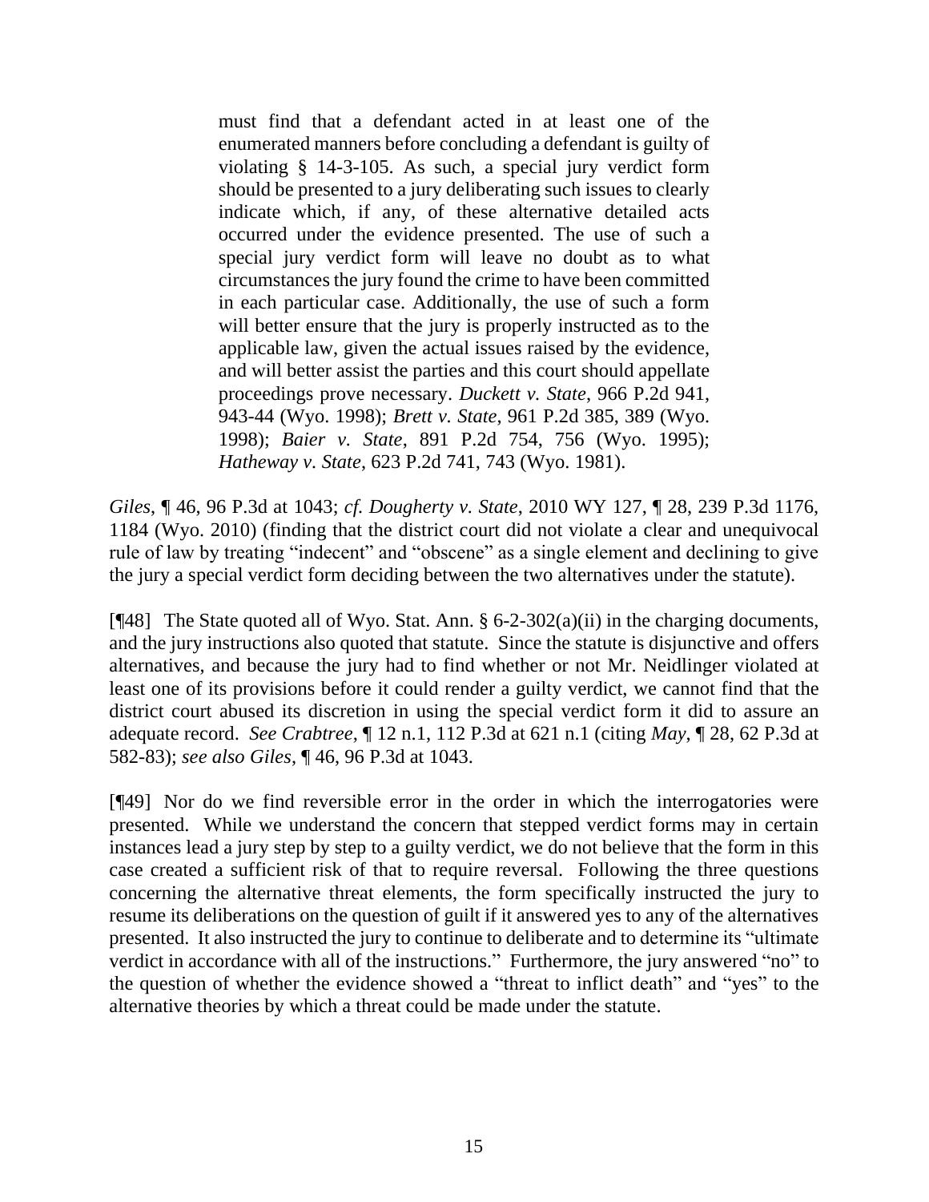> must find that a defendant acted in at least one of the enumerated manners before concluding a defendant is guilty of violating § 14-3-105. As such, a special jury verdict form should be presented to a jury deliberating such issues to clearly indicate which, if any, of these alternative detailed acts occurred under the evidence presented. The use of such a special jury verdict form will leave no doubt as to what circumstances the jury found the crime to have been committed in each particular case. Additionally, the use of such a form will better ensure that the jury is properly instructed as to the applicable law, given the actual issues raised by the evidence, and will better assist the parties and this court should appellate proceedings prove necessary. *Duckett v. State*, 966 P.2d 941, 943-44 (Wyo. 1998); *Brett v. State*, 961 P.2d 385, 389 (Wyo. 1998); *Baier v. State*, 891 P.2d 754, 756 (Wyo. 1995); *Hatheway v. State*, 623 P.2d 741, 743 (Wyo. 1981).

*Giles*, ¶ 46, 96 P.3d at 1043; *cf. Dougherty v. State*, 2010 WY 127, ¶ 28, 239 P.3d 1176, 1184 (Wyo. 2010) (finding that the district court did not violate a clear and unequivocal rule of law by treating "indecent" and "obscene" as a single element and declining to give the jury a special verdict form deciding between the two alternatives under the statute).

[¶48] The State quoted all of Wyo. Stat. Ann. § 6-2-302(a)(ii) in the charging documents, and the jury instructions also quoted that statute. Since the statute is disjunctive and offers alternatives, and because the jury had to find whether or not Mr. Neidlinger violated at least one of its provisions before it could render a guilty verdict, we cannot find that the district court abused its discretion in using the special verdict form it did to assure an adequate record. *See Crabtree*, ¶ 12 n.1, 112 P.3d at 621 n.1 (citing *May*, ¶ 28, 62 P.3d at 582-83); *see also Giles*, ¶ 46, 96 P.3d at 1043.

[¶49] Nor do we find reversible error in the order in which the interrogatories were presented. While we understand the concern that stepped verdict forms may in certain instances lead a jury step by step to a guilty verdict, we do not believe that the form in this case created a sufficient risk of that to require reversal. Following the three questions concerning the alternative threat elements, the form specifically instructed the jury to resume its deliberations on the question of guilt if it answered yes to any of the alternatives presented. It also instructed the jury to continue to deliberate and to determine its "ultimate verdict in accordance with all of the instructions." Furthermore, the jury answered "no" to the question of whether the evidence showed a "threat to inflict death" and "yes" to the alternative theories by which a threat could be made under the statute.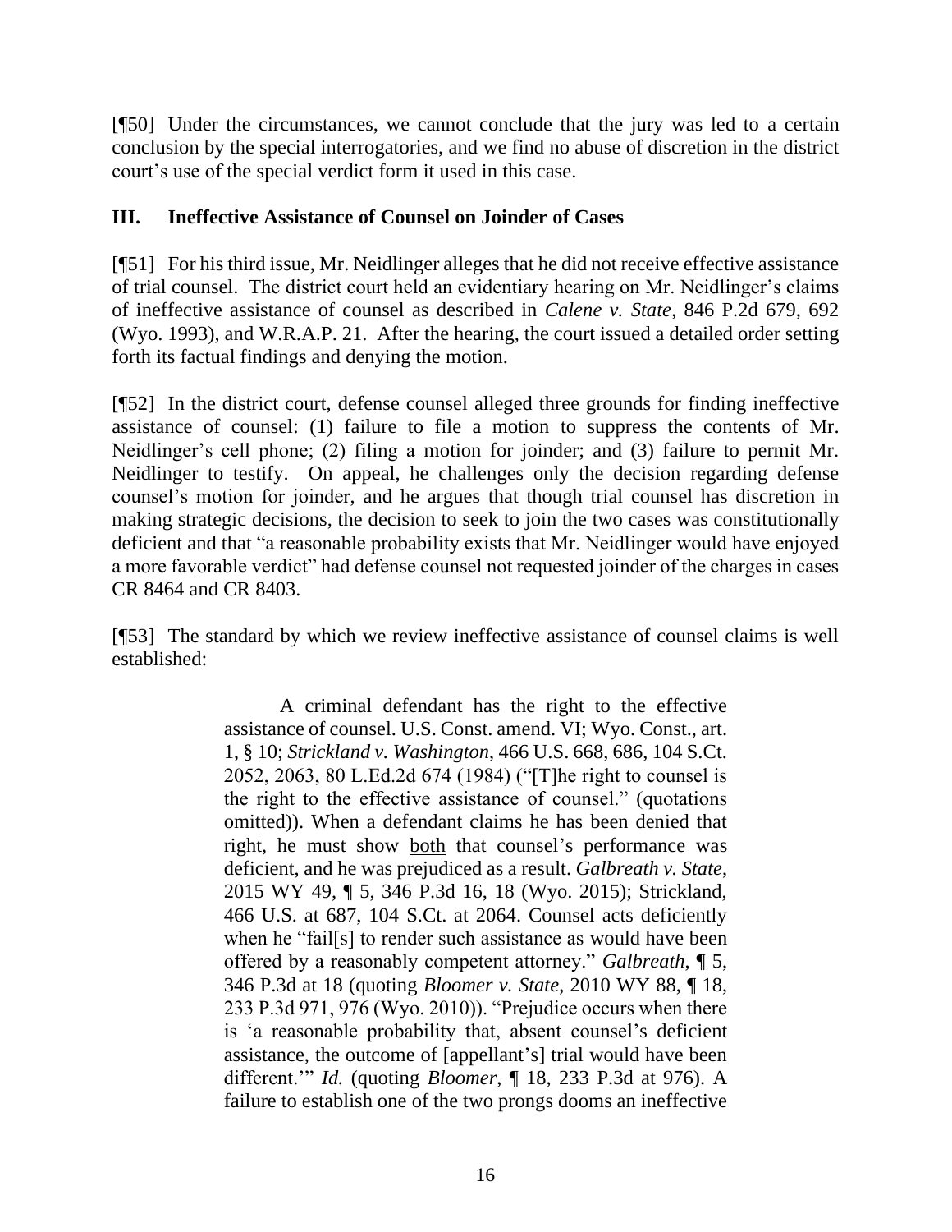[¶50] Under the circumstances, we cannot conclude that the jury was led to a certain conclusion by the special interrogatories, and we find no abuse of discretion in the district court's use of the special verdict form it used in this case.

## III. Ineffective Assistance of Counsel on Joinder of Cases

[¶51] For his third issue, Mr. Neidlinger alleges that he did not receive effective assistance of trial counsel. The district court held an evidentiary hearing on Mr. Neidlinger's claims of ineffective assistance of counsel as described in *Calene v. State*, 846 P.2d 679, 692 (Wyo. 1993), and W.R.A.P. 21. After the hearing, the court issued a detailed order setting forth its factual findings and denying the motion.

[¶52] In the district court, defense counsel alleged three grounds for finding ineffective assistance of counsel: (1) failure to file a motion to suppress the contents of Mr. Neidlinger's cell phone; (2) filing a motion for joinder; and (3) failure to permit Mr. Neidlinger to testify. On appeal, he challenges only the decision regarding defense counsel's motion for joinder, and he argues that though trial counsel has discretion in making strategic decisions, the decision to seek to join the two cases was constitutionally deficient and that "a reasonable probability exists that Mr. Neidlinger would have enjoyed a more favorable verdict" had defense counsel not requested joinder of the charges in cases CR 8464 and CR 8403.

[¶53] The standard by which we review ineffective assistance of counsel claims is well established:

> A criminal defendant has the right to the effective assistance of counsel. U.S. Const. amend. VI; Wyo. Const., art. 1, § 10; *Strickland v. Washington*, 466 U.S. 668, 686, 104 S.Ct. 2052, 2063, 80 L.Ed.2d 674 (1984) ("[T]he right to counsel is the right to the effective assistance of counsel." (quotations omitted)). When a defendant claims he has been denied that right, he must show both that counsel's performance was deficient, and he was prejudiced as a result. *Galbreath v. State*, 2015 WY 49, ¶ 5, 346 P.3d 16, 18 (Wyo. 2015); Strickland, 466 U.S. at 687, 104 S.Ct. at 2064. Counsel acts deficiently when he "fail[s] to render such assistance as would have been offered by a reasonably competent attorney." *Galbreath*, ¶ 5, 346 P.3d at 18 (quoting *Bloomer v. State*, 2010 WY 88, ¶ 18, 233 P.3d 971, 976 (Wyo. 2010)). "Prejudice occurs when there is 'a reasonable probability that, absent counsel's deficient assistance, the outcome of [appellant's] trial would have been different.'" *Id.* (quoting *Bloomer*, ¶ 18, 233 P.3d at 976). A failure to establish one of the two prongs dooms an ineffective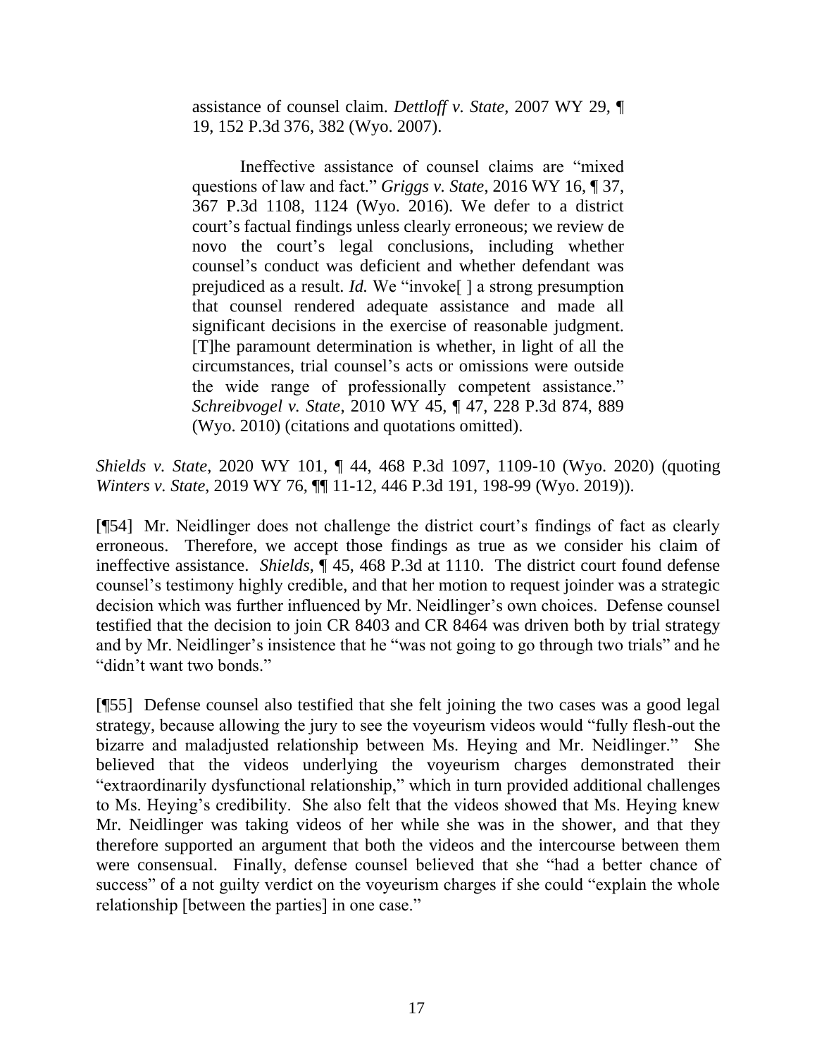> assistance of counsel claim. *Dettloff v. State*, 2007 WY 29, ¶ 19, 152 P.3d 376, 382 (Wyo. 2007).
>
> Ineffective assistance of counsel claims are "mixed questions of law and fact." *Griggs v. State*, 2016 WY 16, ¶ 37, 367 P.3d 1108, 1124 (Wyo. 2016). We defer to a district court's factual findings unless clearly erroneous; we review de novo the court's legal conclusions, including whether counsel's conduct was deficient and whether defendant was prejudiced as a result. *Id.* We "invoke[ ] a strong presumption that counsel rendered adequate assistance and made all significant decisions in the exercise of reasonable judgment. [T]he paramount determination is whether, in light of all the circumstances, trial counsel's acts or omissions were outside the wide range of professionally competent assistance." *Schreibvogel v. State*, 2010 WY 45, ¶ 47, 228 P.3d 874, 889 (Wyo. 2010) (citations and quotations omitted).

*Shields v. State*, 2020 WY 101, ¶ 44, 468 P.3d 1097, 1109-10 (Wyo. 2020) (quoting *Winters v. State*, 2019 WY 76, ¶¶ 11-12, 446 P.3d 191, 198-99 (Wyo. 2019)).

[¶54] Mr. Neidlinger does not challenge the district court's findings of fact as clearly erroneous. Therefore, we accept those findings as true as we consider his claim of ineffective assistance. *Shields*, ¶ 45, 468 P.3d at 1110. The district court found defense counsel's testimony highly credible, and that her motion to request joinder was a strategic decision which was further influenced by Mr. Neidlinger's own choices. Defense counsel testified that the decision to join CR 8403 and CR 8464 was driven both by trial strategy and by Mr. Neidlinger's insistence that he "was not going to go through two trials" and he "didn't want two bonds."

[¶55] Defense counsel also testified that she felt joining the two cases was a good legal strategy, because allowing the jury to see the voyeurism videos would "fully flesh-out the bizarre and maladjusted relationship between Ms. Heying and Mr. Neidlinger." She believed that the videos underlying the voyeurism charges demonstrated their "extraordinarily dysfunctional relationship," which in turn provided additional challenges to Ms. Heying's credibility. She also felt that the videos showed that Ms. Heying knew Mr. Neidlinger was taking videos of her while she was in the shower, and that they therefore supported an argument that both the videos and the intercourse between them were consensual. Finally, defense counsel believed that she "had a better chance of success" of a not guilty verdict on the voyeurism charges if she could "explain the whole relationship [between the parties] in one case."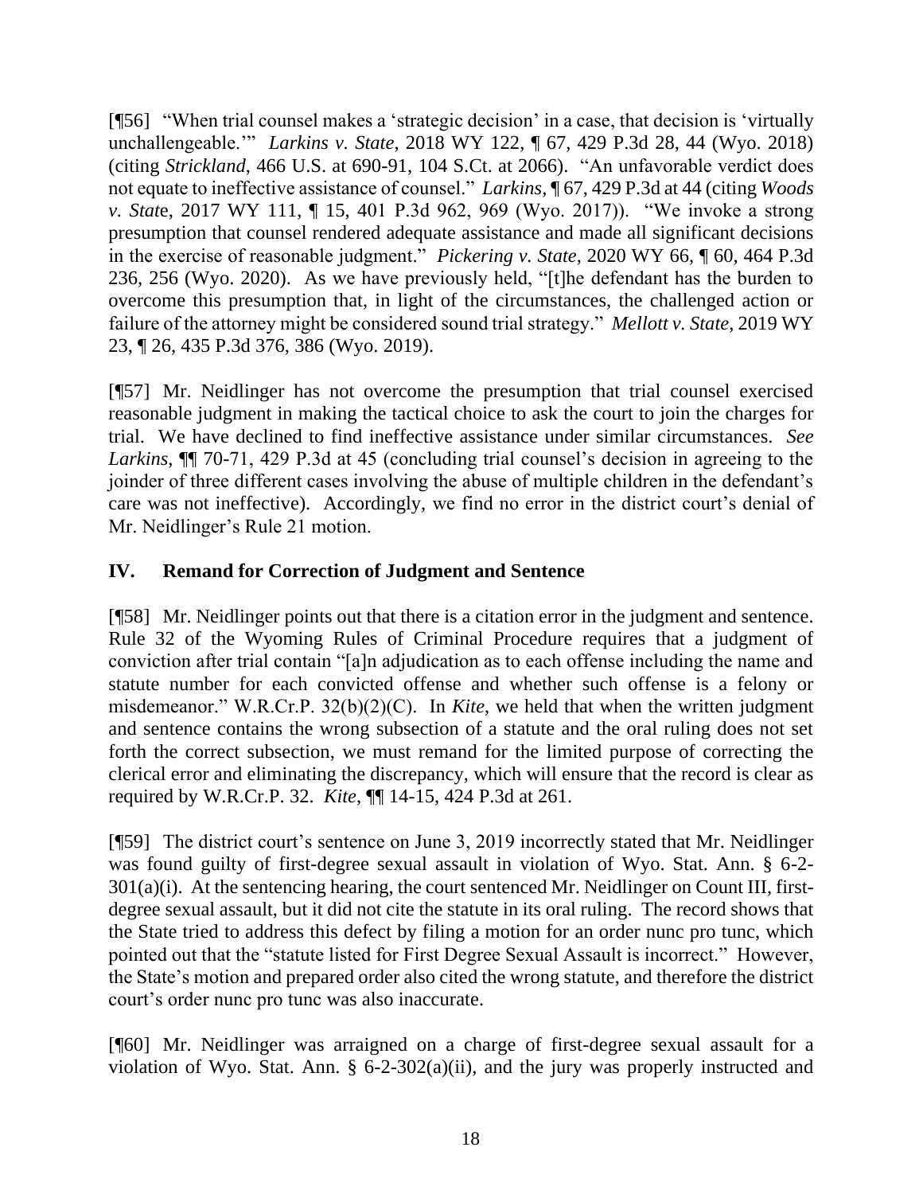[¶56] "When trial counsel makes a 'strategic decision' in a case, that decision is 'virtually unchallengeable.'" *Larkins v. State*, 2018 WY 122, ¶ 67, 429 P.3d 28, 44 (Wyo. 2018) (citing *Strickland*, 466 U.S. at 690-91, 104 S.Ct. at 2066). "An unfavorable verdict does not equate to ineffective assistance of counsel." *Larkins*, ¶ 67, 429 P.3d at 44 (citing *Woods v. State*, 2017 WY 111, ¶ 15, 401 P.3d 962, 969 (Wyo. 2017)). "We invoke a strong presumption that counsel rendered adequate assistance and made all significant decisions in the exercise of reasonable judgment." *Pickering v. State*, 2020 WY 66, ¶ 60, 464 P.3d 236, 256 (Wyo. 2020). As we have previously held, "[t]he defendant has the burden to overcome this presumption that, in light of the circumstances, the challenged action or failure of the attorney might be considered sound trial strategy." *Mellott v. State*, 2019 WY 23, ¶ 26, 435 P.3d 376, 386 (Wyo. 2019).

[¶57] Mr. Neidlinger has not overcome the presumption that trial counsel exercised reasonable judgment in making the tactical choice to ask the court to join the charges for trial. We have declined to find ineffective assistance under similar circumstances. *See Larkins*, ¶¶ 70-71, 429 P.3d at 45 (concluding trial counsel's decision in agreeing to the joinder of three different cases involving the abuse of multiple children in the defendant's care was not ineffective). Accordingly, we find no error in the district court's denial of Mr. Neidlinger's Rule 21 motion.

## IV. Remand for Correction of Judgment and Sentence

[¶58] Mr. Neidlinger points out that there is a citation error in the judgment and sentence. Rule 32 of the Wyoming Rules of Criminal Procedure requires that a judgment of conviction after trial contain "[a]n adjudication as to each offense including the name and statute number for each convicted offense and whether such offense is a felony or misdemeanor." W.R.Cr.P. 32(b)(2)(C). In *Kite*, we held that when the written judgment and sentence contains the wrong subsection of a statute and the oral ruling does not set forth the correct subsection, we must remand for the limited purpose of correcting the clerical error and eliminating the discrepancy, which will ensure that the record is clear as required by W.R.Cr.P. 32. *Kite*, ¶¶ 14-15, 424 P.3d at 261.

[¶59] The district court's sentence on June 3, 2019 incorrectly stated that Mr. Neidlinger was found guilty of first-degree sexual assault in violation of Wyo. Stat. Ann. § 6-2-301(a)(i). At the sentencing hearing, the court sentenced Mr. Neidlinger on Count III, first-degree sexual assault, but it did not cite the statute in its oral ruling. The record shows that the State tried to address this defect by filing a motion for an order nunc pro tunc, which pointed out that the "statute listed for First Degree Sexual Assault is incorrect." However, the State's motion and prepared order also cited the wrong statute, and therefore the district court's order nunc pro tunc was also inaccurate.

[¶60] Mr. Neidlinger was arraigned on a charge of first-degree sexual assault for a violation of Wyo. Stat. Ann. § 6-2-302(a)(ii), and the jury was properly instructed and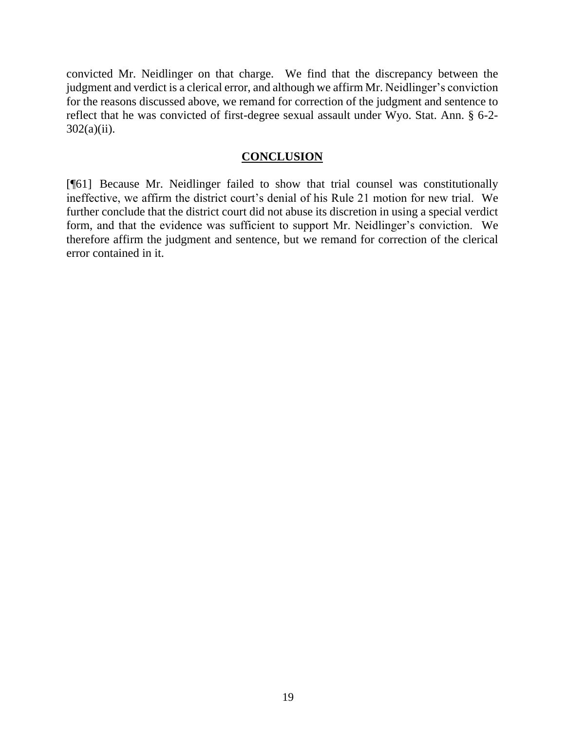convicted Mr. Neidlinger on that charge. We find that the discrepancy between the judgment and verdict is a clerical error, and although we affirm Mr. Neidlinger's conviction for the reasons discussed above, we remand for correction of the judgment and sentence to reflect that he was convicted of first-degree sexual assault under Wyo. Stat. Ann. § 6-2-302(a)(ii).

## **CONCLUSION**

[¶61] Because Mr. Neidlinger failed to show that trial counsel was constitutionally ineffective, we affirm the district court's denial of his Rule 21 motion for new trial. We further conclude that the district court did not abuse its discretion in using a special verdict form, and that the evidence was sufficient to support Mr. Neidlinger's conviction. We therefore affirm the judgment and sentence, but we remand for correction of the clerical error contained in it.